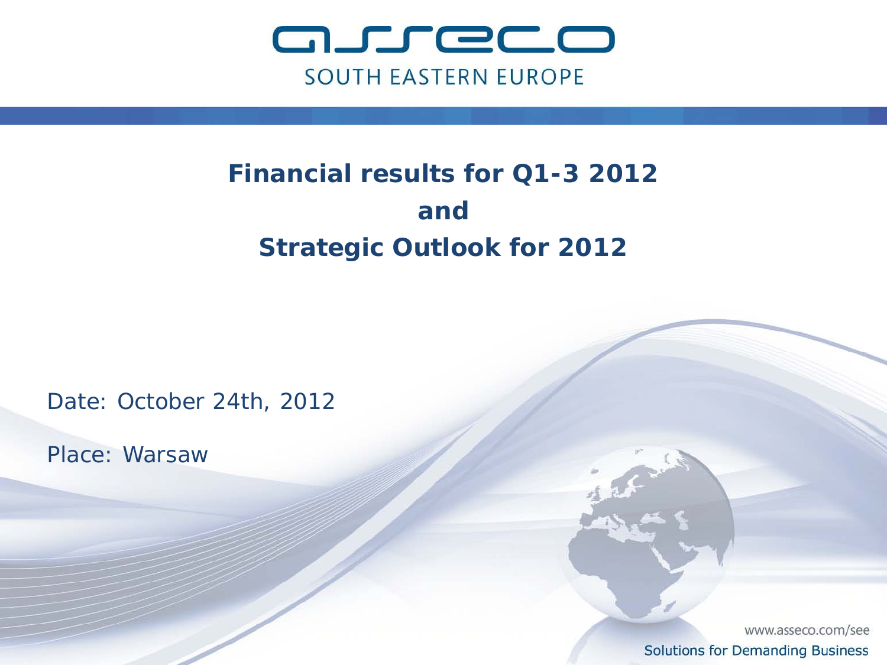asseco

SOUTH EASTERN EUROPE

# Financial results for Q1-3 2012 and Strategic Outlook for 2012

Date: October 24th, 2012

Place: Warsaw

www.asseco.com/see

Solutions for Demanding Business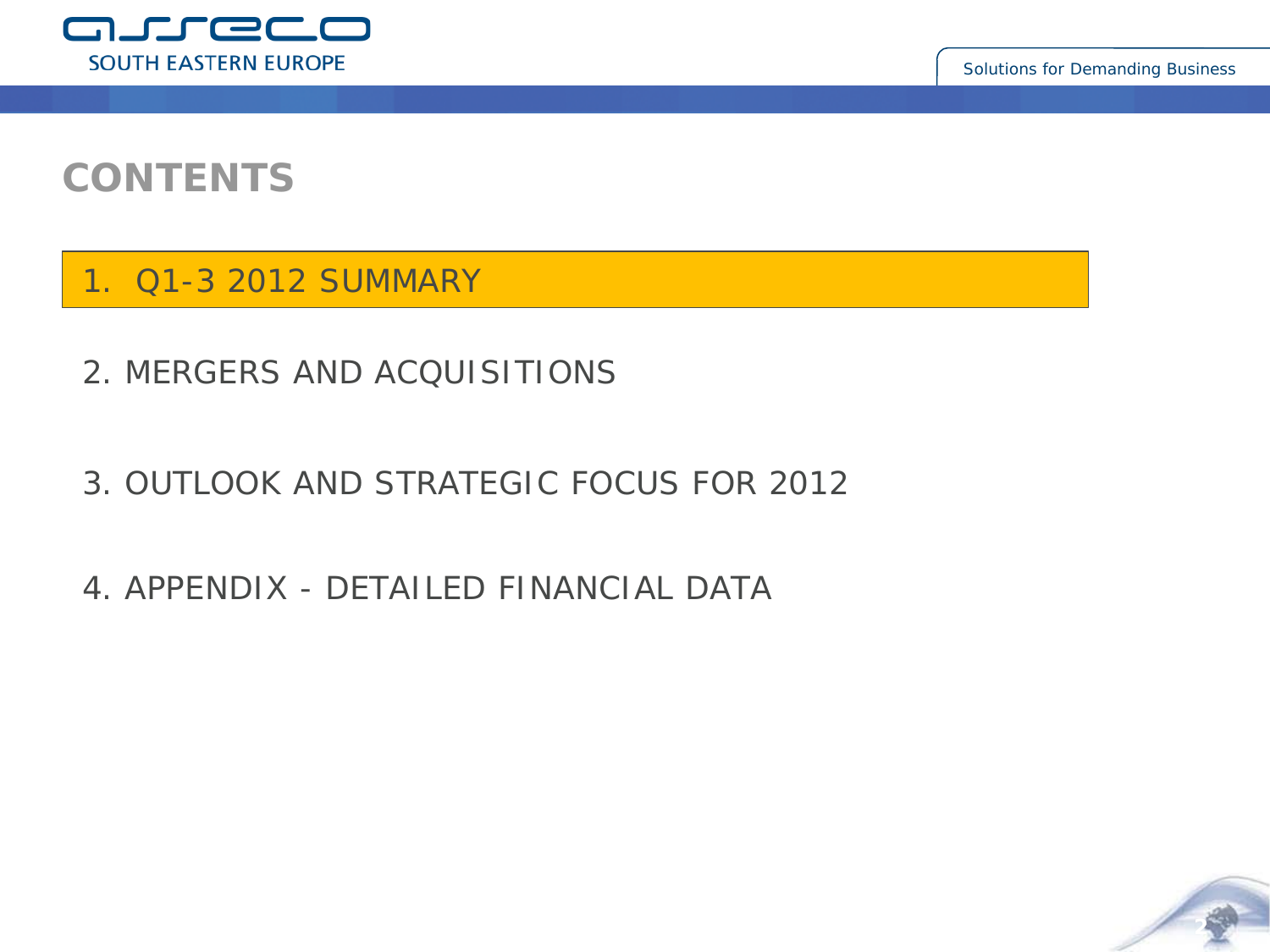# CONTENTS

1. Q1-3 2012 SUMMARY

2. MERGERS AND ACQUISITIONS

3. OUTLOOK AND STRATEGIC FOCUS FOR 2012

4. APPENDIX - DETAILED FINANCIAL DATA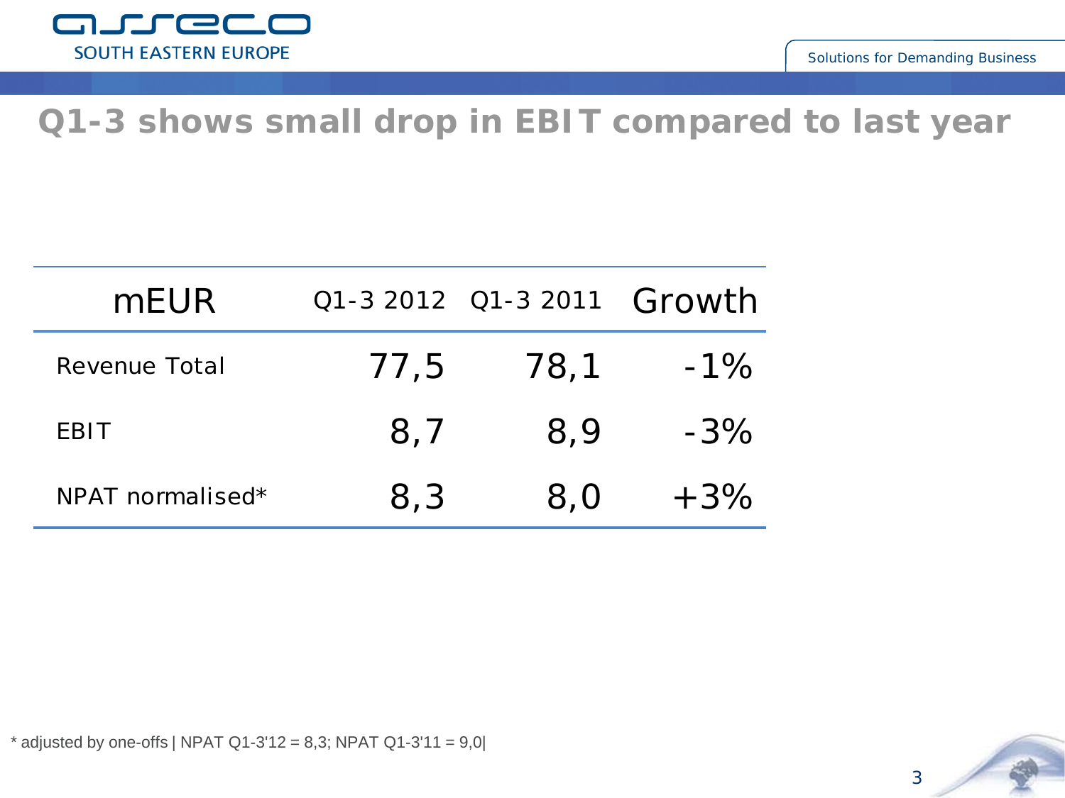# Q1-3 shows small drop in EBIT compared to last year

| mEUR | Q1-3 2012 | Q1-3 2011 | Growth |
|---|---|---|---|
| Revenue Total | 77,5 | 78,1 | -1% |
| EBIT | 8,7 | 8,9 | -3% |
| NPAT normalised* | 8,3 | 8,0 | +3% |

* adjusted by one-offs | NPAT Q1-3'12 = 8,3; NPAT Q1-3'11 = 9,0|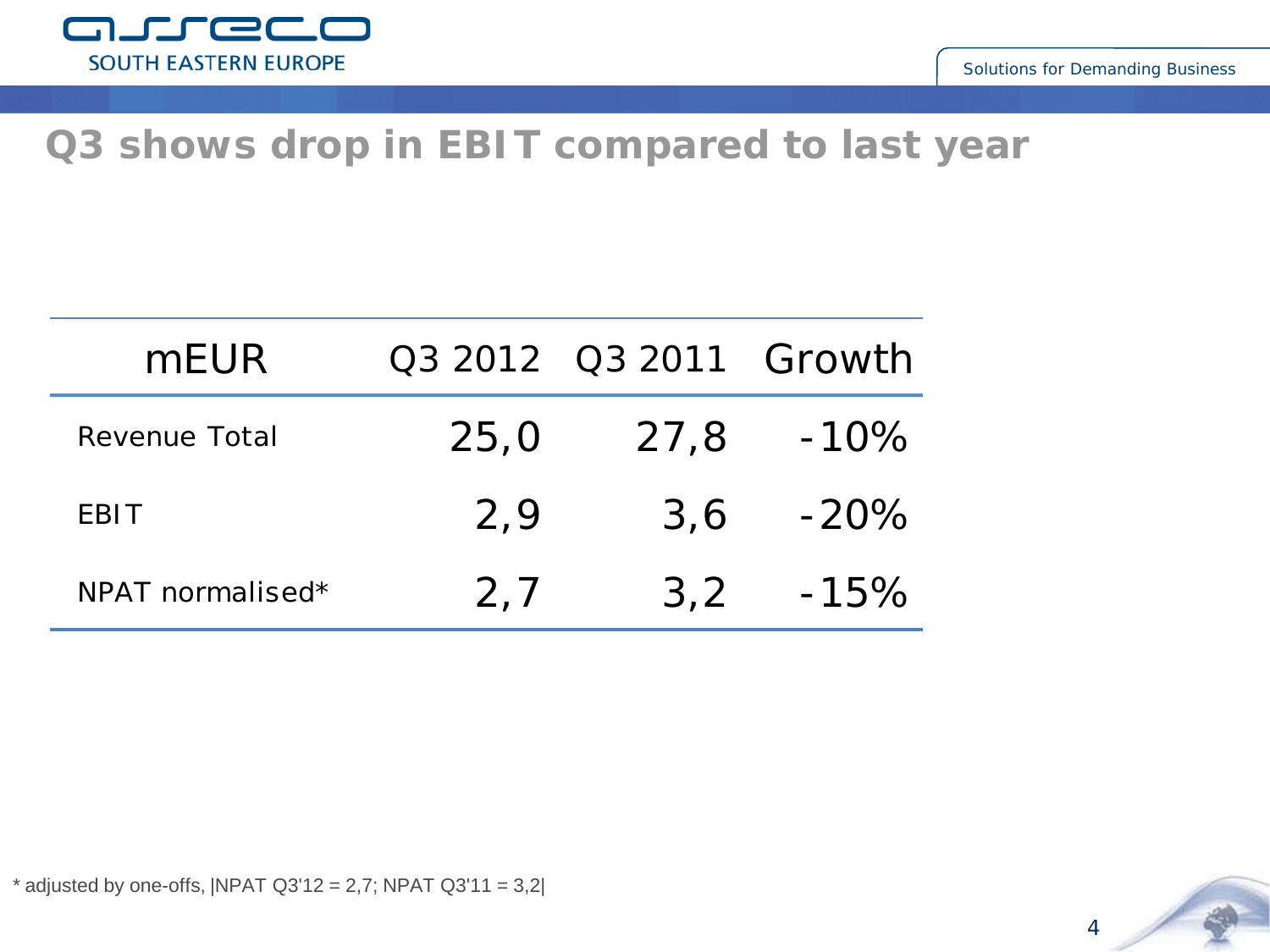# Q3 shows drop in EBIT compared to last year

| mEUR | Q3 2012 | Q3 2011 | Growth |
|---|---|---|---|
| Revenue Total | 25,0 | 27,8 | -10% |
| EBIT | 2,9 | 3,6 | -20% |
| NPAT normalised* | 2,7 | 3,2 | -15% |

* adjusted by one-offs, |NPAT Q3'12 = 2,7; NPAT Q3'11 = 3,2|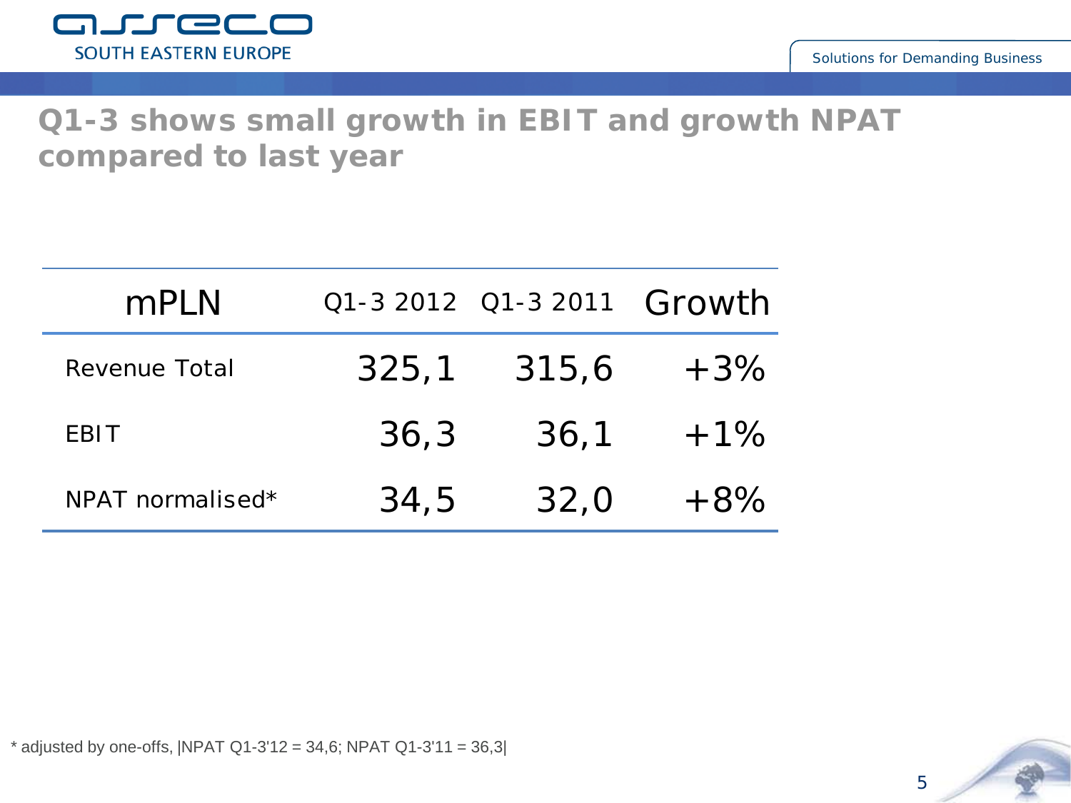## Q1-3 shows small growth in EBIT and growth NPAT compared to last year

| mPLN | Q1-3 2012 | Q1-3 2011 | Growth |
|---|---|---|---|
| Revenue Total | 325,1 | 315,6 | +3% |
| EBIT | 36,3 | 36,1 | +1% |
| NPAT normalised* | 34,5 | 32,0 | +8% |

* adjusted by one-offs, |NPAT Q1-3'12 = 34,6; NPAT Q1-3'11 = 36,3|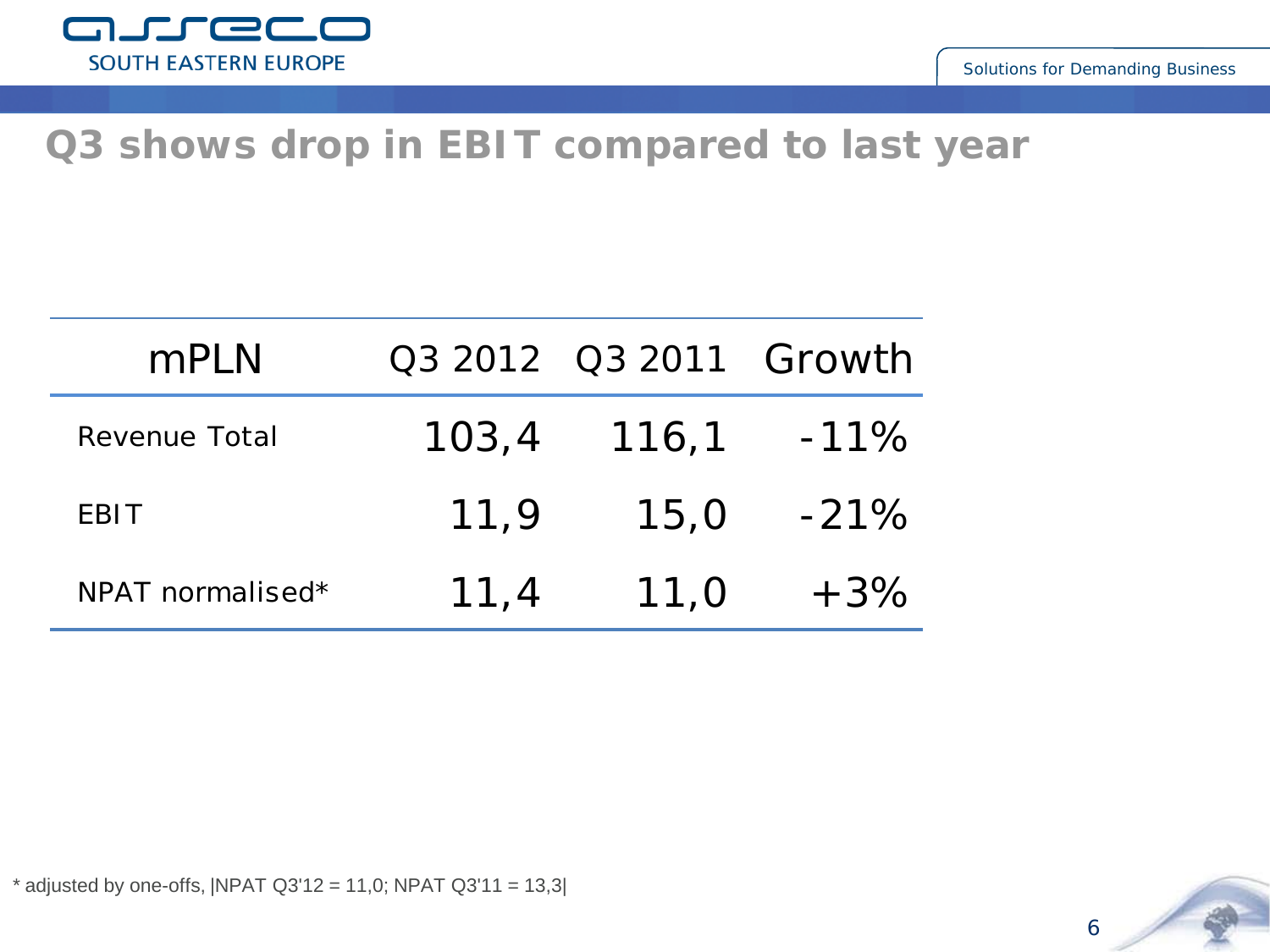# Q3 shows drop in EBIT compared to last year

| mPLN | Q3 2012 | Q3 2011 | Growth |
| --- | --- | --- | --- |
| Revenue Total | 103,4 | 116,1 | -11% |
| EBIT | 11,9 | 15,0 | -21% |
| NPAT normalised* | 11,4 | 11,0 | +3% |

* adjusted by one-offs, |NPAT Q3'12 = 11,0; NPAT Q3'11 = 13,3|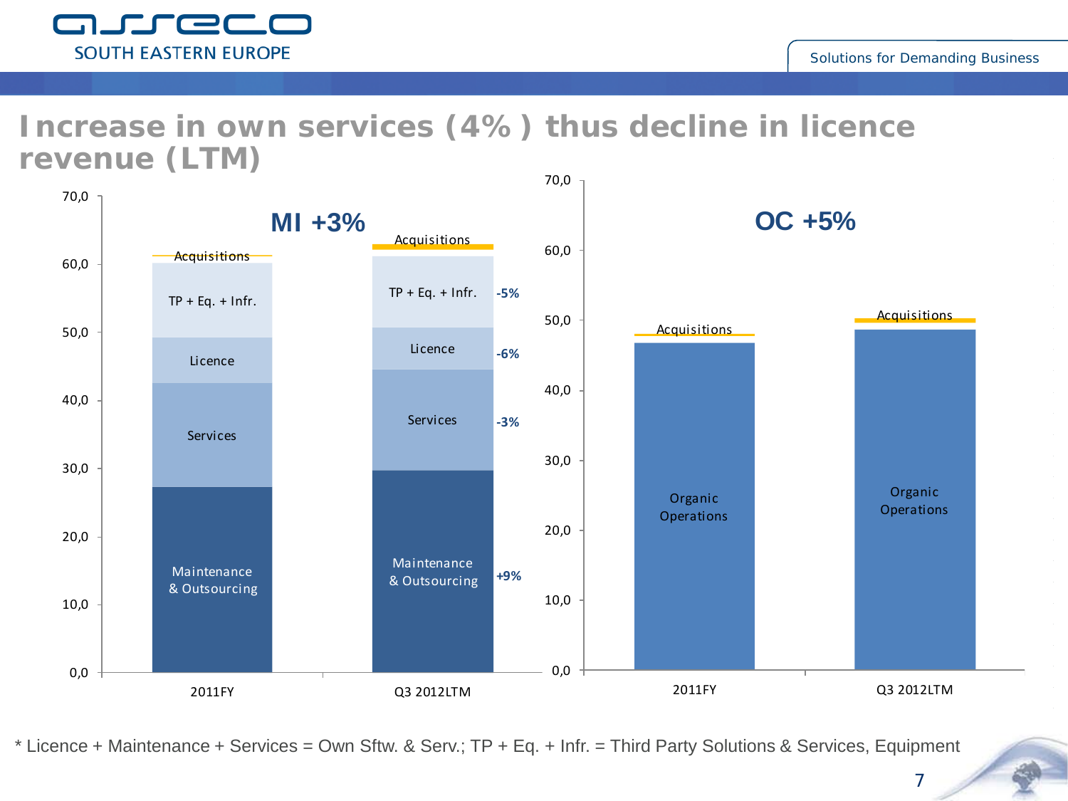# Increase in own services (4% ) thus decline in licence revenue (LTM)

**MI +3%**

| | 2011FY | Q3 2012LTM | Change |
|---|---|---|---|
| Acquisitions | | | |
| TP + Eq. + Infr. | | | -5% |
| Licence | | | -6% |
| Services | | | -3% |
| Maintenance & Outsourcing | | | +9% |

**OC +5%**

| | 2011FY | Q3 2012LTM |
|---|---|---|
| Acquisitions | | |
| Organic Operations | | |

\* Licence + Maintenance + Services = Own Sftw. & Serv.; TP + Eq. + Infr. = Third Party Solutions & Services, Equipment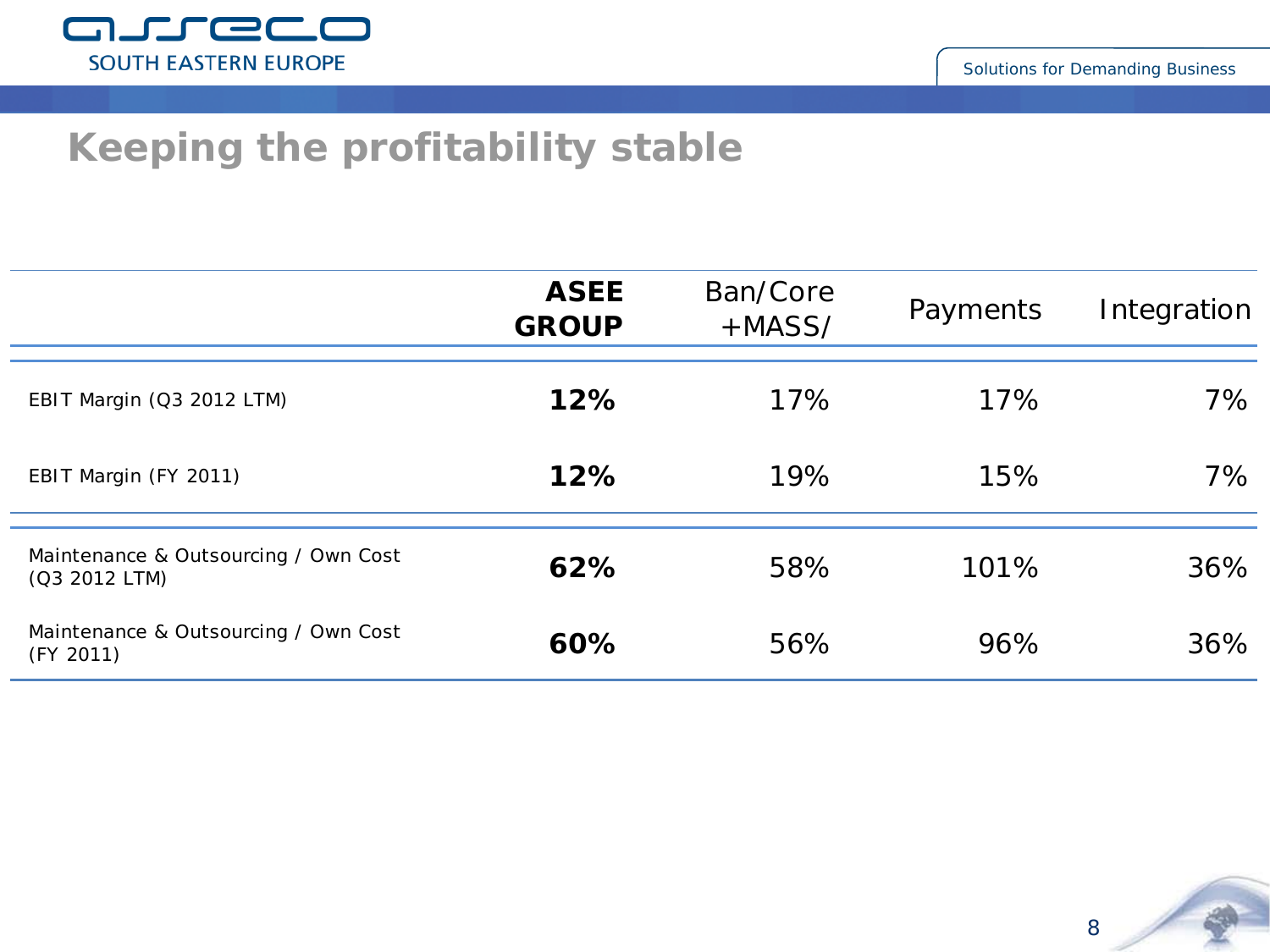# Keeping the profitability stable

| | **ASEE GROUP** | Ban/Core +MASS/ | Payments | Integration |
|---|---|---|---|---|
| EBIT Margin (Q3 2012 LTM) | **12%** | 17% | 17% | 7% |
| EBIT Margin (FY 2011) | **12%** | 19% | 15% | 7% |
| Maintenance & Outsourcing / Own Cost (Q3 2012 LTM) | **62%** | 58% | 101% | 36% |
| Maintenance & Outsourcing / Own Cost (FY 2011) | **60%** | 56% | 96% | 36% |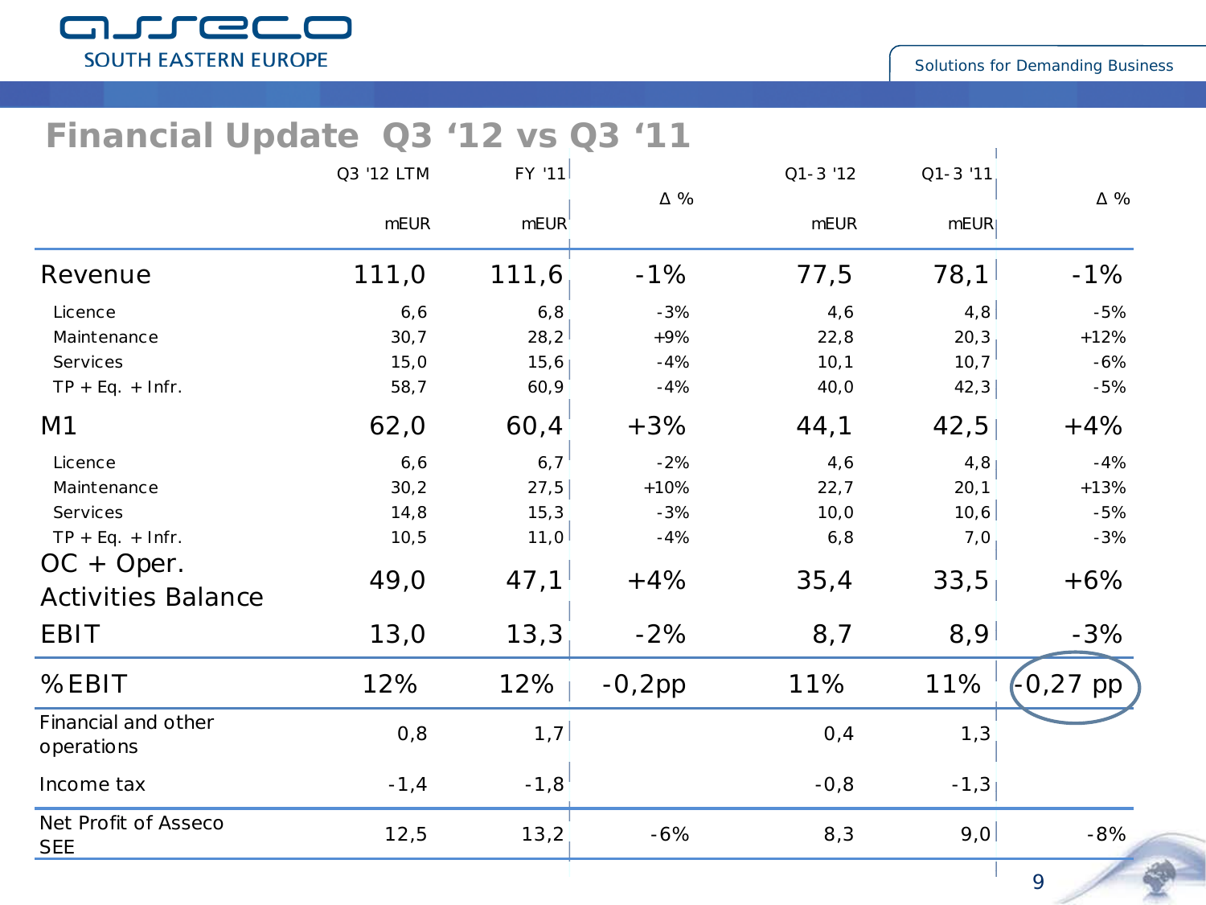## Financial Update Q3 '12 vs Q3 '11

| | Q3 '12 LTM mEUR | FY '11 mEUR | Δ % | Q1-3 '12 mEUR | Q1-3 '11 mEUR | Δ % |
|---|---|---|---|---|---|---|
| **Revenue** | 111,0 | 111,6 | -1% | 77,5 | 78,1 | -1% |
| Licence | 6,6 | 6,8 | -3% | 4,6 | 4,8 | -5% |
| Maintenance | 30,7 | 28,2 | +9% | 22,8 | 20,3 | +12% |
| Services | 15,0 | 15,6 | -4% | 10,1 | 10,7 | -6% |
| TP + Eq. + Infr. | 58,7 | 60,9 | -4% | 40,0 | 42,3 | -5% |
| **M1** | 62,0 | 60,4 | +3% | 44,1 | 42,5 | +4% |
| Licence | 6,6 | 6,7 | -2% | 4,6 | 4,8 | -4% |
| Maintenance | 30,2 | 27,5 | +10% | 22,7 | 20,1 | +13% |
| Services | 14,8 | 15,3 | -3% | 10,0 | 10,6 | -5% |
| TP + Eq. + Infr. | 10,5 | 11,0 | -4% | 6,8 | 7,0 | -3% |
| **OC + Oper. Activities Balance** | 49,0 | 47,1 | +4% | 35,4 | 33,5 | +6% |
| **EBIT** | 13,0 | 13,3 | -2% | 8,7 | 8,9 | -3% |
| **%EBIT** | 12% | 12% | -0,2pp | 11% | 11% | -0,27 pp |
| Financial and other operations | 0,8 | 1,7 | | 0,4 | 1,3 | |
| Income tax | -1,4 | -1,8 | | -0,8 | -1,3 | |
| Net Profit of Asseco SEE | 12,5 | 13,2 | -6% | 8,3 | 9,0 | -8% |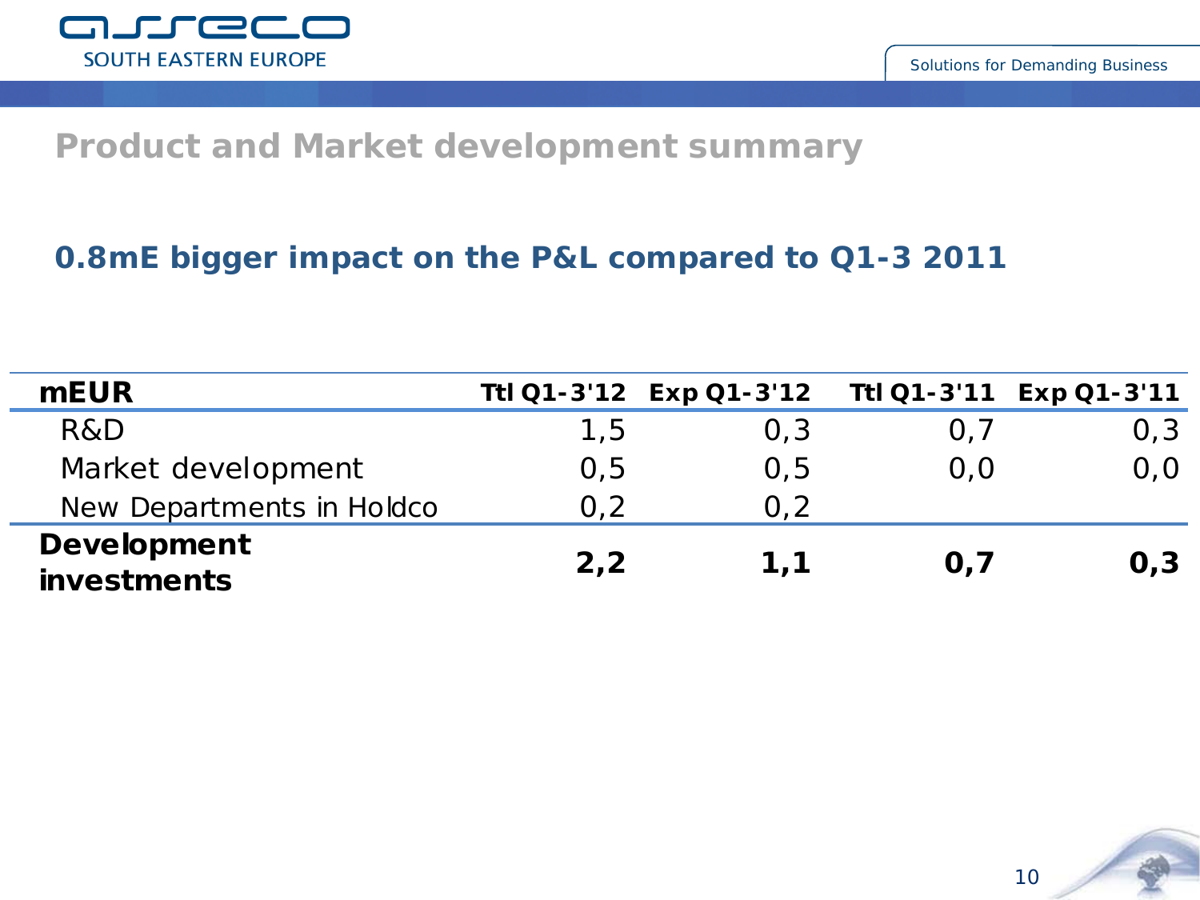## Product and Market development summary

### 0.8mE bigger impact on the P&L compared to Q1-3 2011

| mEUR | Ttl Q1-3'12 | Exp Q1-3'12 | Ttl Q1-3'11 | Exp Q1-3'11 |
|---|---|---|---|---|
| R&D | 1,5 | 0,3 | 0,7 | 0,3 |
| Market development | 0,5 | 0,5 | 0,0 | 0,0 |
| New Departments in Holdco | 0,2 | 0,2 | | |
| **Development investments** | **2,2** | **1,1** | **0,7** | **0,3** |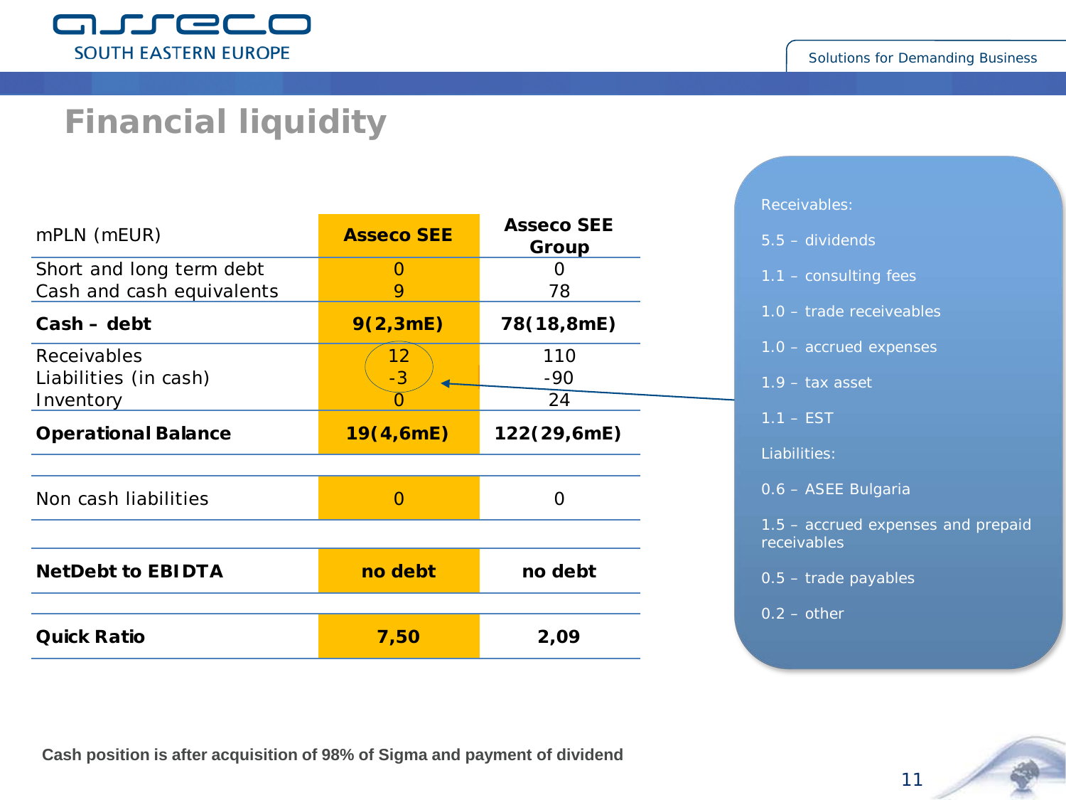# Financial liquidity

| mPLN (mEUR) | Asseco SEE | Asseco SEE Group |
|---|---|---|
| Short and long term debt<br>Cash and cash equivalents | 0<br>9 | 0<br>78 |
| **Cash – debt** | **9(2,3mE)** | **78(18,8mE)** |
| Receivables<br>Liabilities (in cash)<br>Inventory | 12<br>-3<br>0 | 110<br>-90<br>24 |
| **Operational Balance** | **19(4,6mE)** | **122(29,6mE)** |
| | | |
| Non cash liabilities | 0 | 0 |
| | | |
| **NetDebt to EBIDTA** | **no debt** | **no debt** |
| | | |
| **Quick Ratio** | **7,50** | **2,09** |

Receivables:

5.5 – dividends

1.1 – consulting fees

1.0 – trade receiveables

1.0 – accrued expenses

1.9 – tax asset

1.1 – EST

Liabilities:

0.6 – ASEE Bulgaria

1.5 – accrued expenses and prepaid receivables

0.5 – trade payables

0.2 – other

**Cash position is after acquisition of 98% of Sigma and payment of dividend**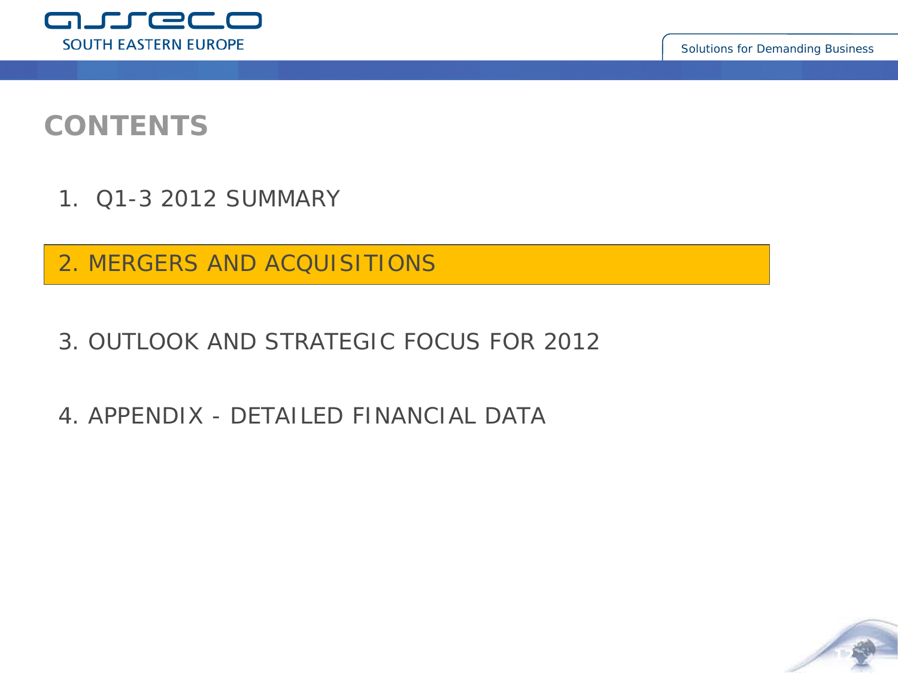# CONTENTS

1. Q1-3 2012 SUMMARY

2. MERGERS AND ACQUISITIONS

3. OUTLOOK AND STRATEGIC FOCUS FOR 2012

4. APPENDIX - DETAILED FINANCIAL DATA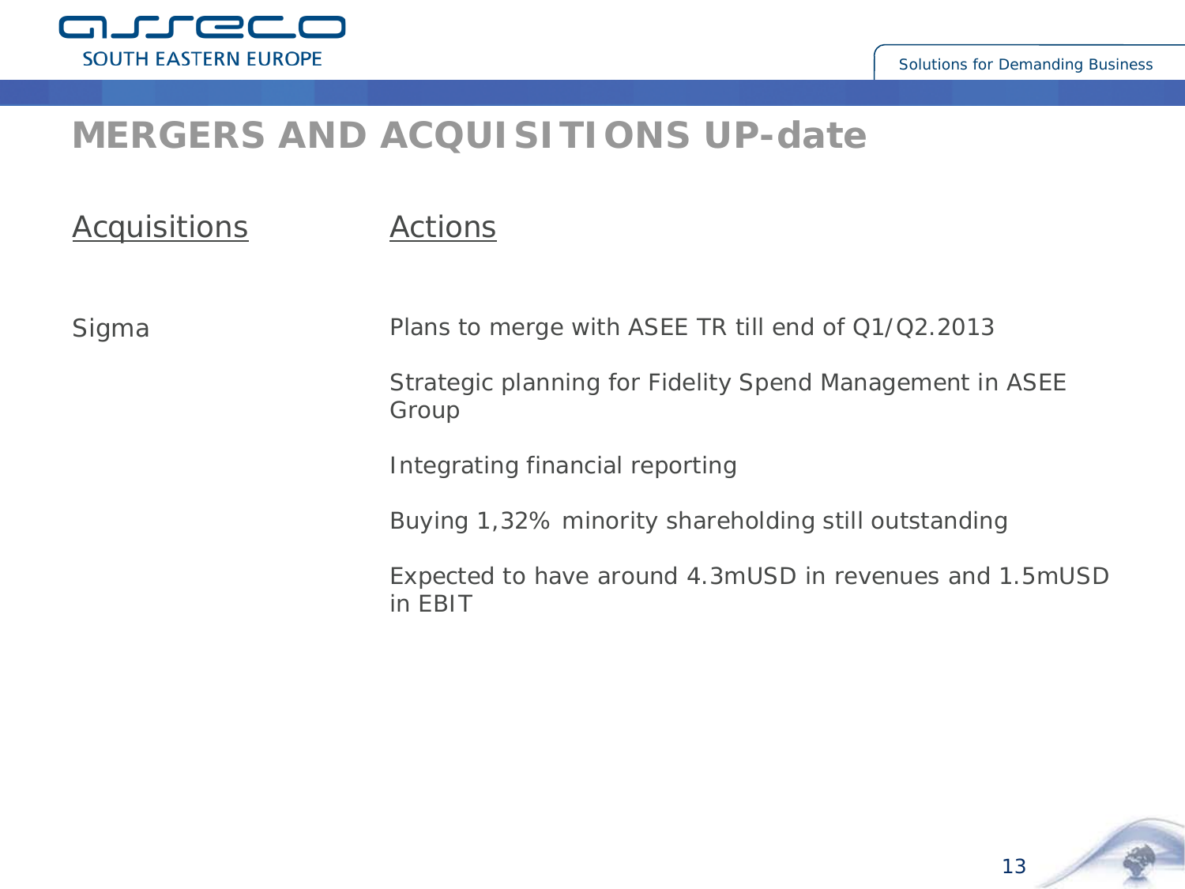# MERGERS AND ACQUISITIONS UP-date

| Acquisitions | Actions |
|---|---|
| Sigma | Plans to merge with ASEE TR till end of Q1/Q2.2013 |
| | Strategic planning for Fidelity Spend Management in ASEE Group |
| | Integrating financial reporting |
| | Buying 1,32% minority shareholding still outstanding |
| | Expected to have around 4.3mUSD in revenues and 1.5mUSD in EBIT |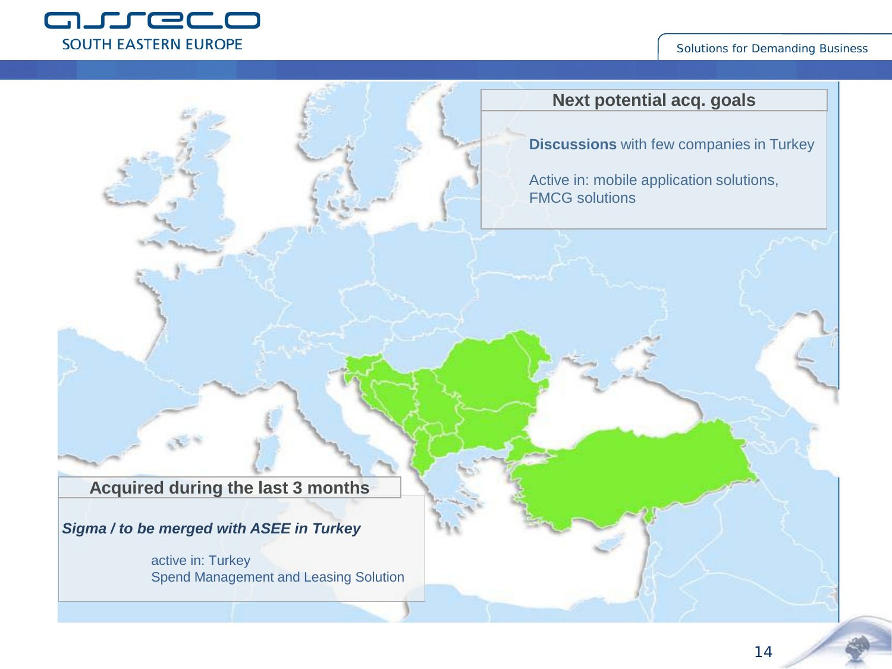## Next potential acq. goals

**Discussions** with few companies in Turkey

Active in: mobile application solutions, FMCG solutions

## Acquired during the last 3 months

***Sigma / to be merged with ASEE in Turkey***

active in: Turkey
Spend Management and Leasing Solution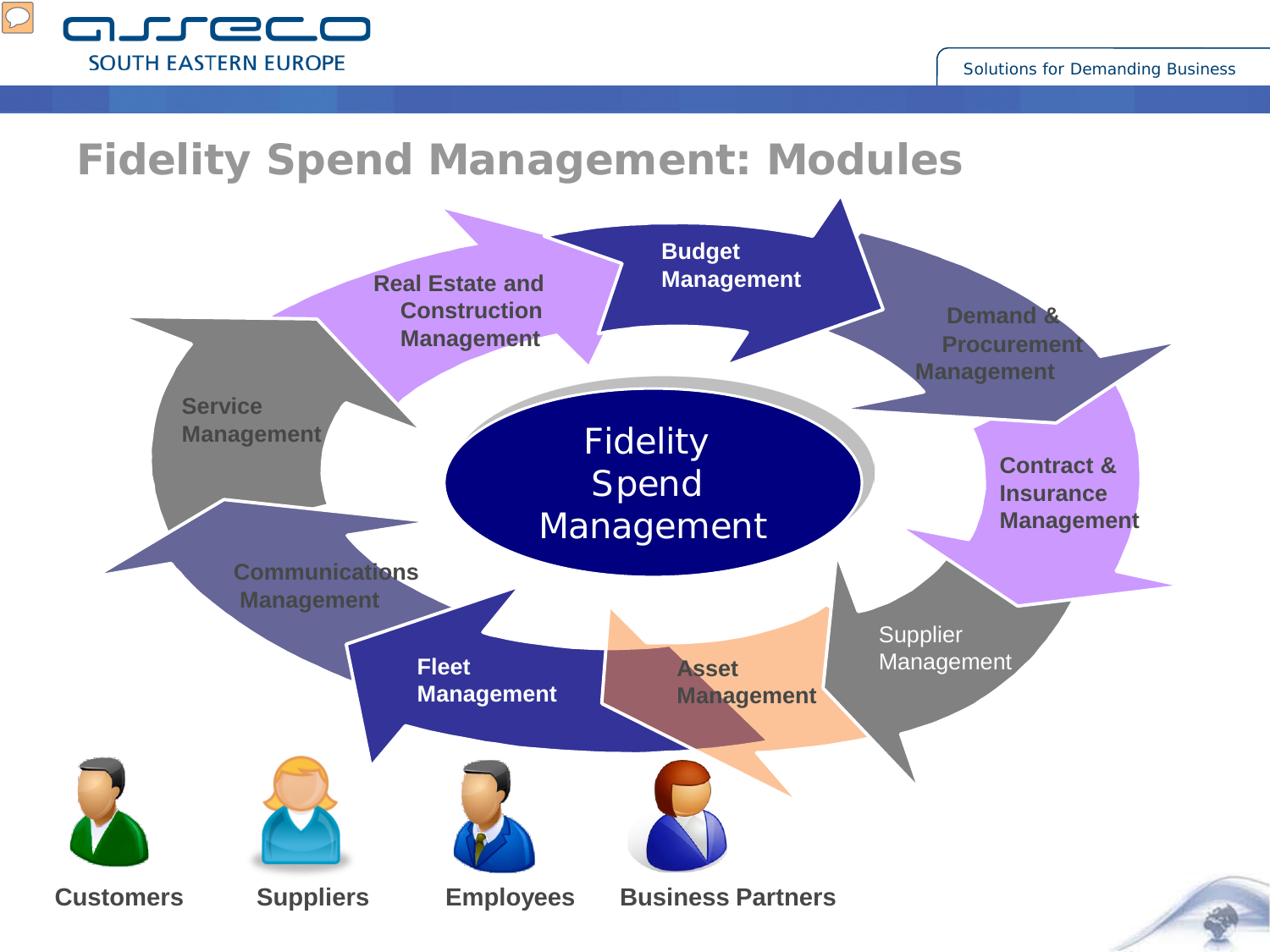# Fidelity Spend Management: Modules

Fidelity Spend Management

- Budget Management
- Demand & Procurement Management
- Contract & Insurance Management
- Supplier Management
- Asset Management
- Fleet Management
- Communications Management
- Service Management
- Real Estate and Construction Management

Customers

Suppliers

Employees

Business Partners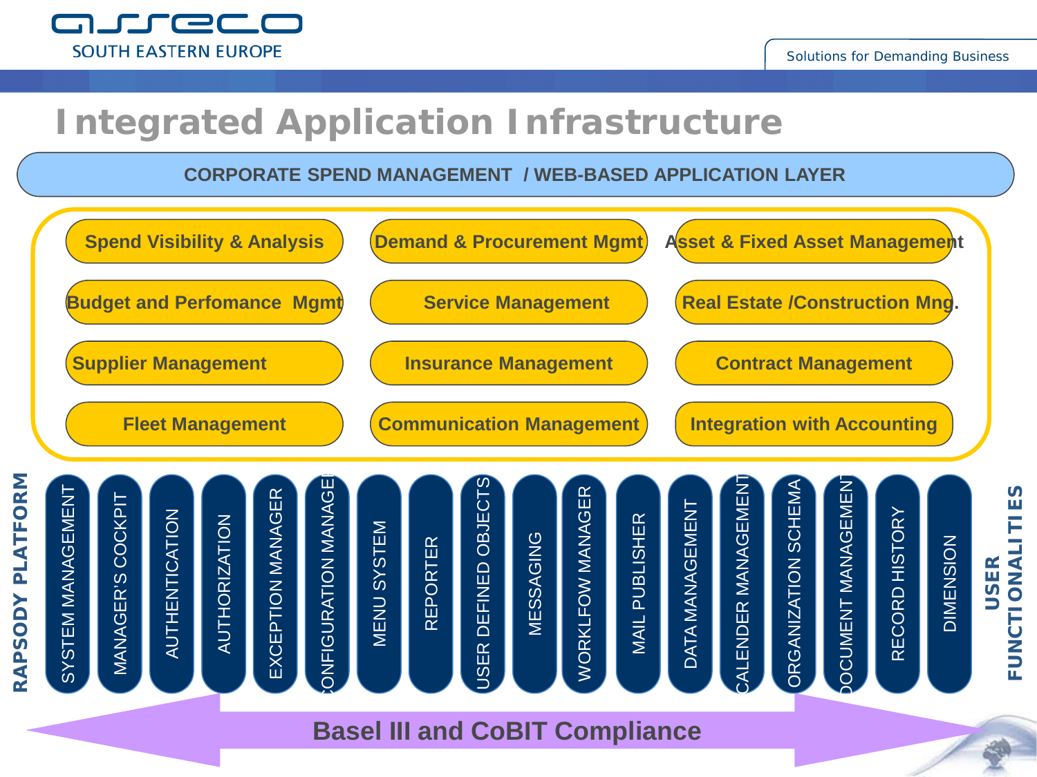# Integrated Application Infrastructure

**CORPORATE SPEND MANAGEMENT / WEB-BASED APPLICATION LAYER**

- Spend Visibility & Analysis
- Demand & Procurement Mgmt
- Asset & Fixed Asset Management
- Budget and Perfomance Mgmt
- Service Management
- Real Estate /Construction Mng.
- Supplier Management
- Insurance Management
- Contract Management
- Fleet Management
- Communication Management
- Integration with Accounting

**RAPSODY PLATFORM** / **USER FUNCTIONALITIES**

- SYSTEM MANAGEMENT
- MANAGER'S COCKPIT
- AUTHENTICATION
- AUTHORIZATION
- EXCEPTION MANAGER
- CONFIGURATION MANAGER
- MENU SYSTEM
- REPORTER
- USER DEFINED OBJECTS
- MESSAGING
- WORKLFOW MANAGER
- MAIL PUBLISHER
- DATA MANAGEMENT
- CALENDER MANAGEMENT
- ORGANIZATION SCHEMA
- DOCUMENT MANAGEMENT
- RECORD HISTORY
- DIMENSION

**Basel III and CoBIT Compliance**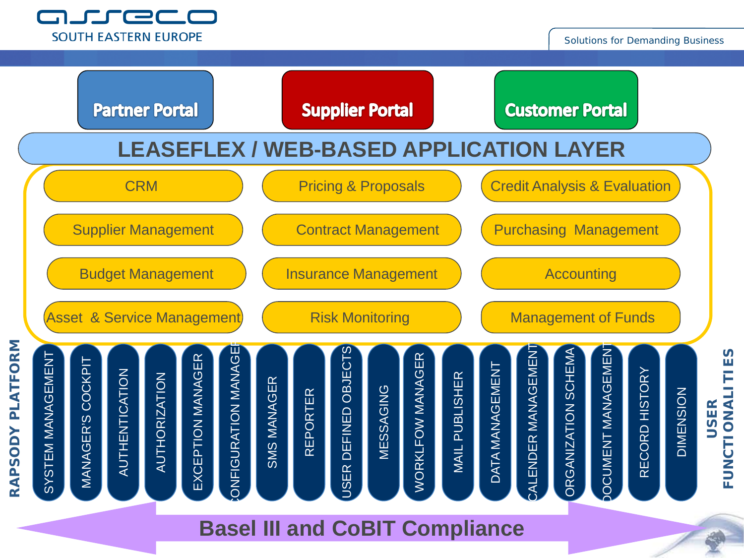# LEASEFLEX / WEB-BASED APPLICATION LAYER

**Portals:**
- Partner Portal
- Supplier Portal
- Customer Portal

**Application modules:**

| | | |
|---|---|---|
| CRM | Pricing & Proposals | Credit Analysis & Evaluation |
| Supplier Management | Contract Management | Purchasing Management |
| Budget Management | Insurance Management | Accounting |
| Asset & Service Management | Risk Monitoring | Management of Funds |

**RAPSODY PLATFORM – USER FUNCTIONALITIES**

- SYSTEM MANAGEMENT
- MANAGER'S COCKPIT
- AUTHENTICATION
- AUTHORIZATION
- EXCEPTION MANAGER
- CONFIGURATION MANAGER
- SMS MANAGER
- REPORTER
- USER DEFINED OBJECTS
- MESSAGING
- WORKFLOW MANAGER
- MAIL PUBLISHER
- DATA MANAGEMENT
- CALENDER MANAGEMENT
- ORGANIZATION SCHEMA
- DOCUMENT MANAGEMENT
- RECORD HISTORY
- DIMENSION

**Basel III and CoBIT Compliance**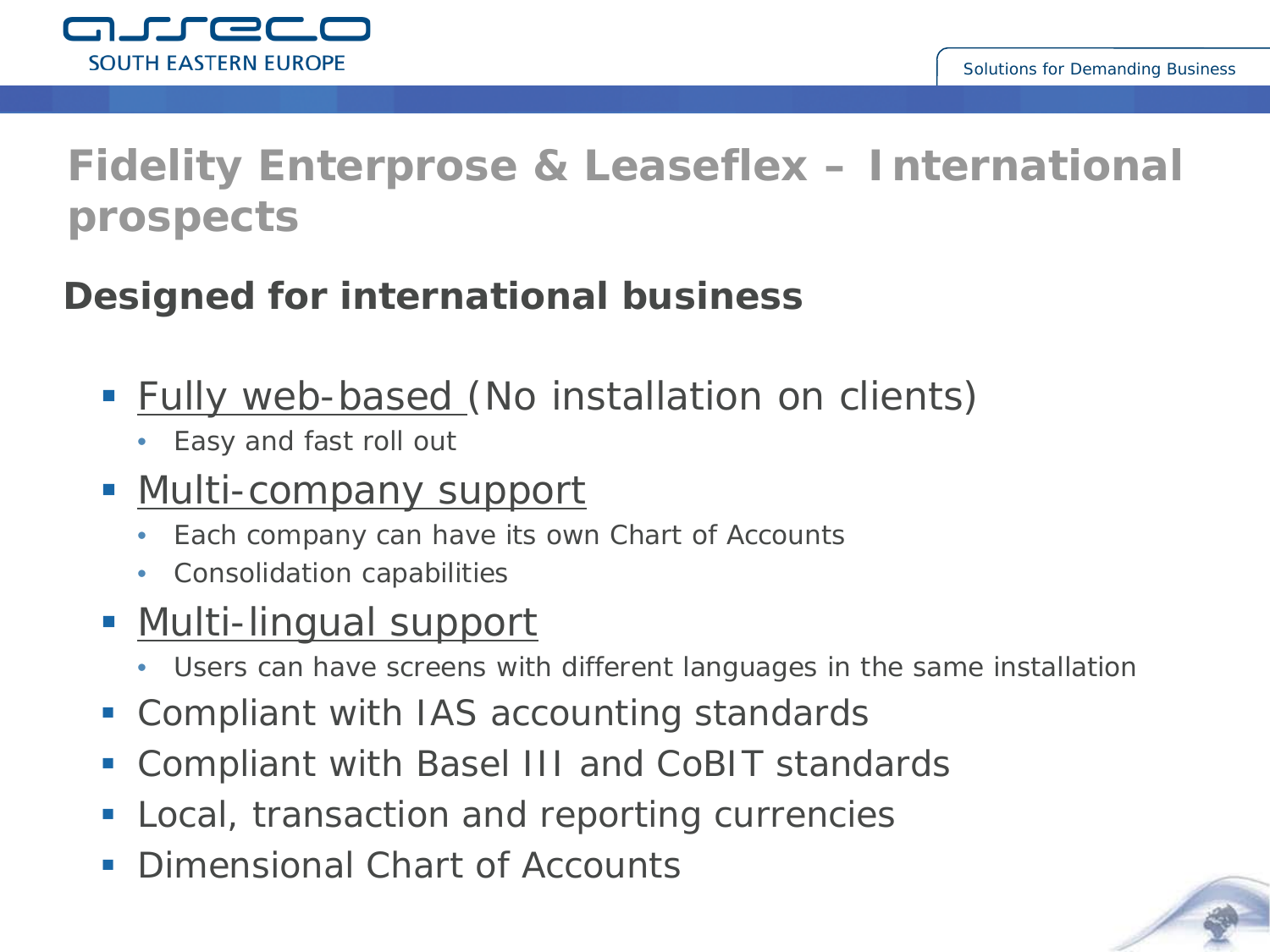# Fidelity Enterprose & Leaseflex – International prospects

## Designed for international business

- Fully web-based (No installation on clients)
  - Easy and fast roll out
- Multi-company support
  - Each company can have its own Chart of Accounts
  - Consolidation capabilities
- Multi-lingual support
  - Users can have screens with different languages in the same installation
- Compliant with IAS accounting standards
- Compliant with Basel III and CoBIT standards
- Local, transaction and reporting currencies
- Dimensional Chart of Accounts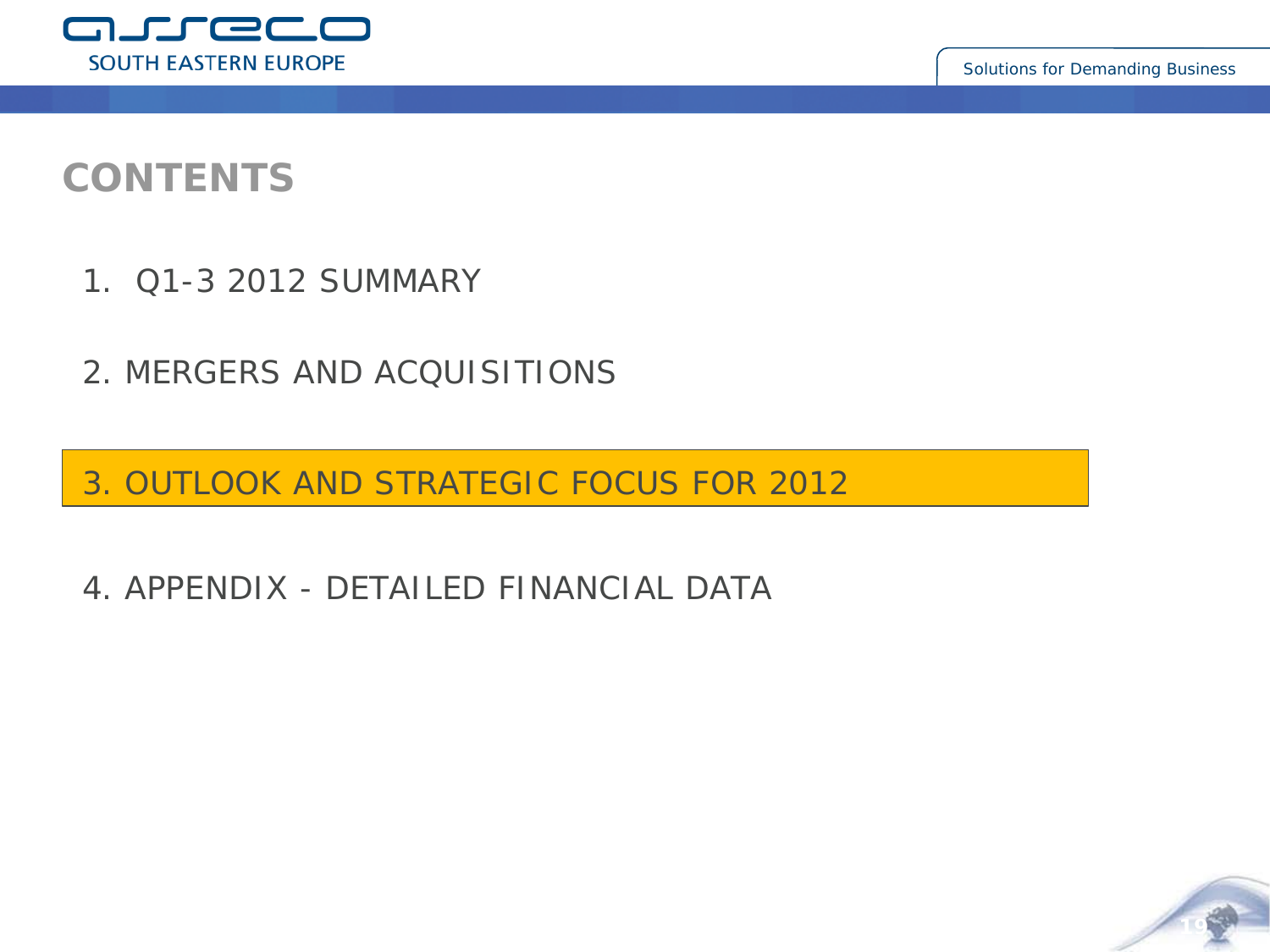# CONTENTS

1. Q1-3 2012 SUMMARY

2. MERGERS AND ACQUISITIONS

3. OUTLOOK AND STRATEGIC FOCUS FOR 2012

4. APPENDIX - DETAILED FINANCIAL DATA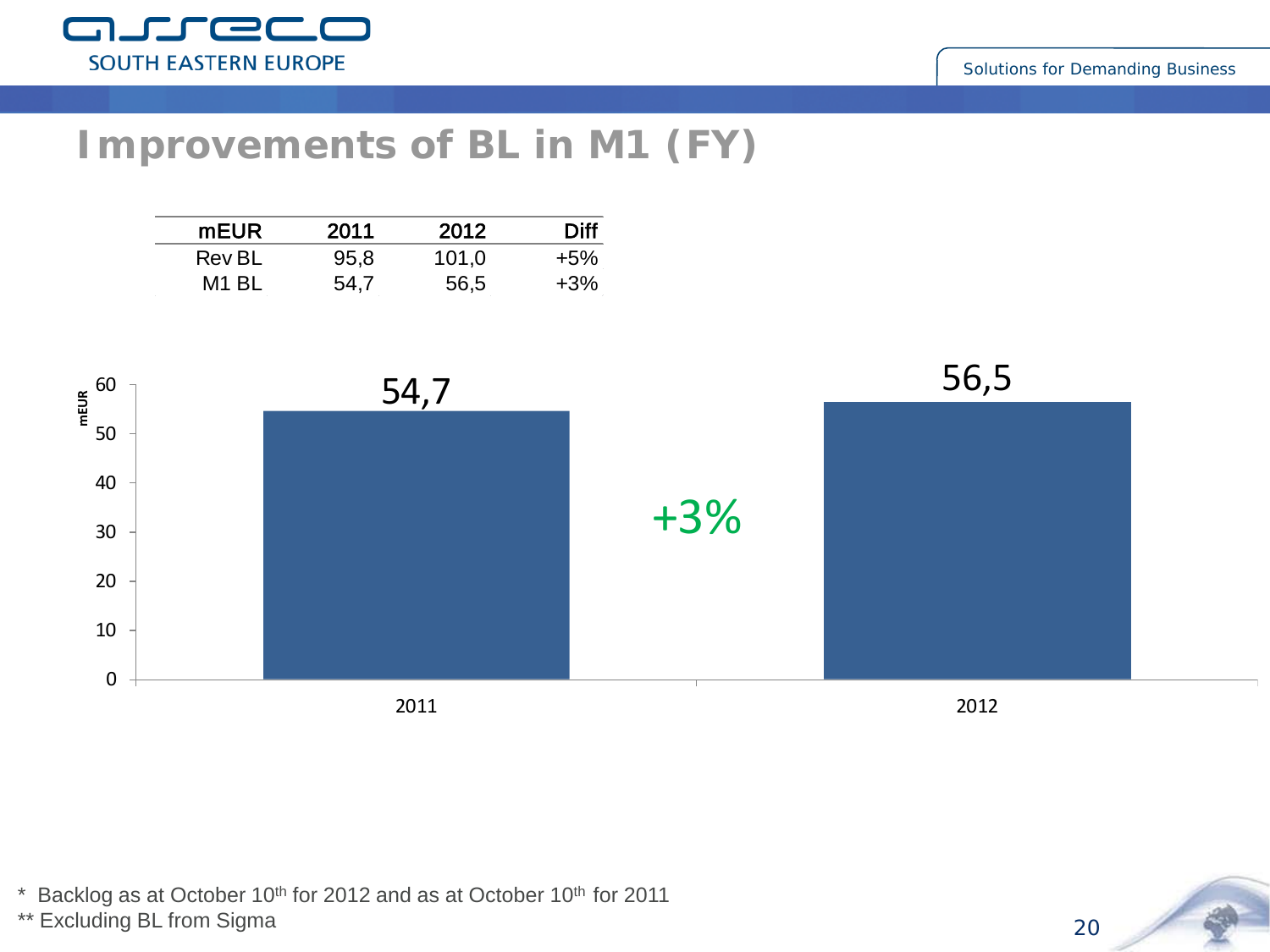# Improvements of BL in M1 (FY)

| mEUR | 2011 | 2012 | Diff |
|---|---|---|---|
| Rev BL | 95,8 | 101,0 | +5% |
| M1 BL | 54,7 | 56,5 | +3% |

mEUR

| | 2011 | 2012 |
|---|---|---|
| M1 BL | 54,7 | 56,5 |

+3%

\* Backlog as at October 10th for 2012 and as at October 10th for 2011

\*\* Excluding BL from Sigma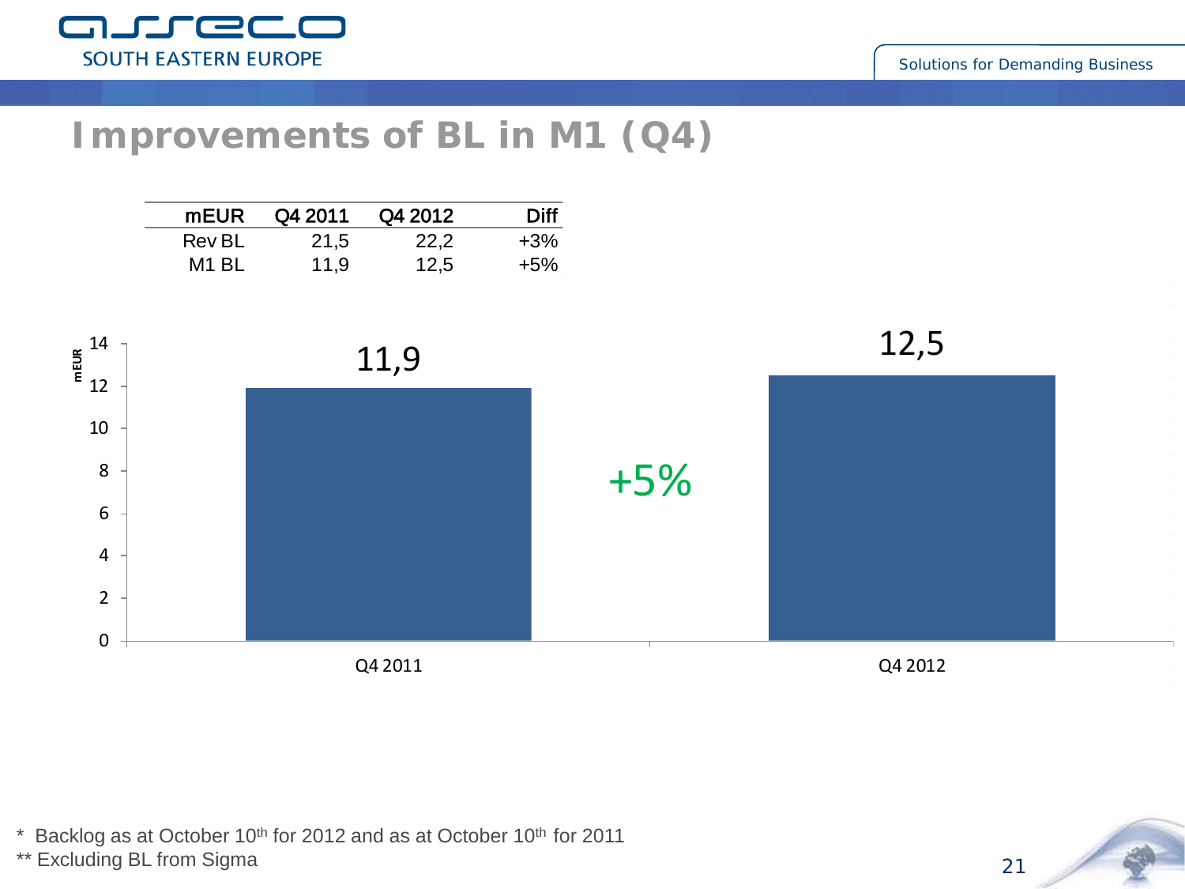# Improvements of BL in M1 (Q4)

| mEUR | Q4 2011 | Q4 2012 | Diff |
|---|---|---|---|
| Rev BL | 21,5 | 22,2 | +3% |
| M1 BL | 11,9 | 12,5 | +5% |

| mEUR | Q4 2011 | Q4 2012 |
|---|---|---|
| M1 BL | 11,9 | 12,5 |

+5%

\* Backlog as at October 10th for 2012 and as at October 10th for 2011

** Excluding BL from Sigma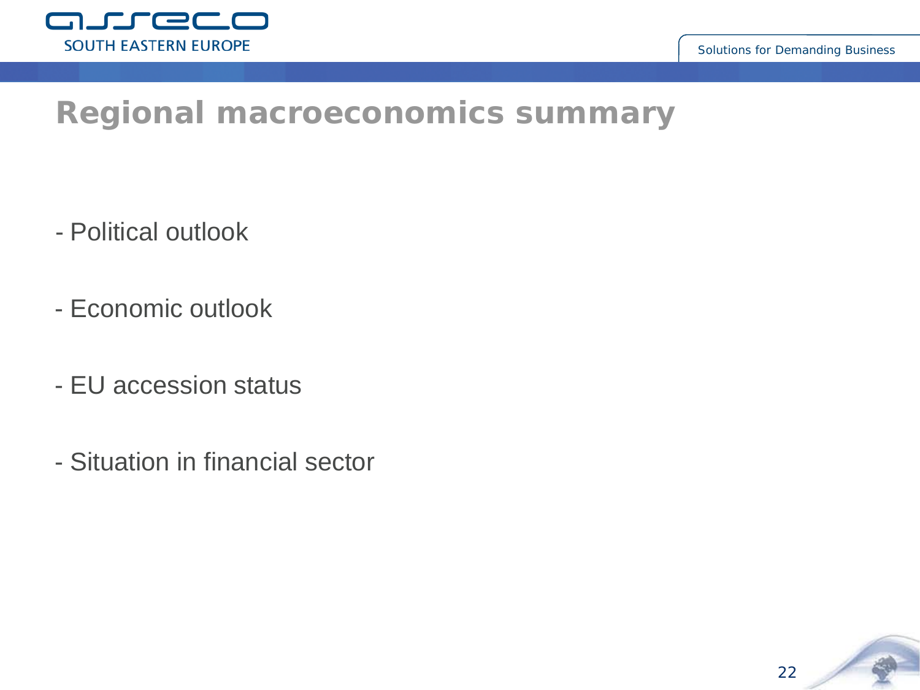# Regional macroeconomics summary

- Political outlook

- Economic outlook

- EU accession status

- Situation in financial sector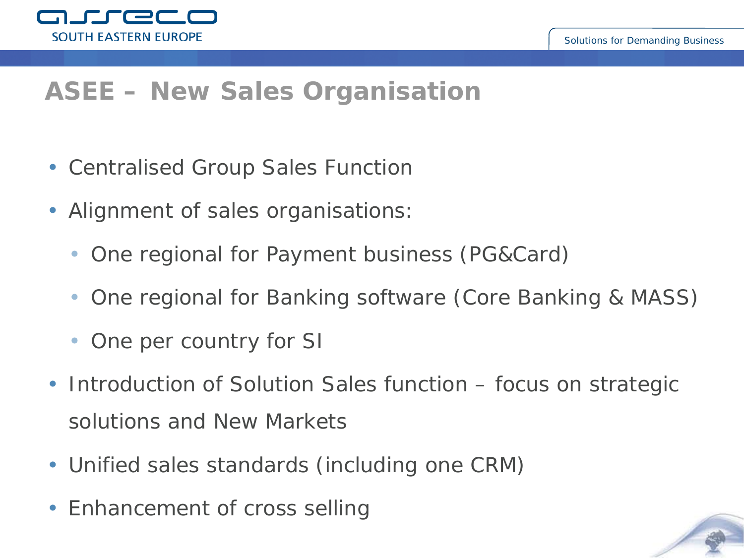# ASEE – New Sales Organisation

- Centralised Group Sales Function
- Alignment of sales organisations:
  - One regional for Payment business (PG&Card)
  - One regional for Banking software (Core Banking & MASS)
  - One per country for SI
- Introduction of Solution Sales function – focus on strategic solutions and New Markets
- Unified sales standards (including one CRM)
- Enhancement of cross selling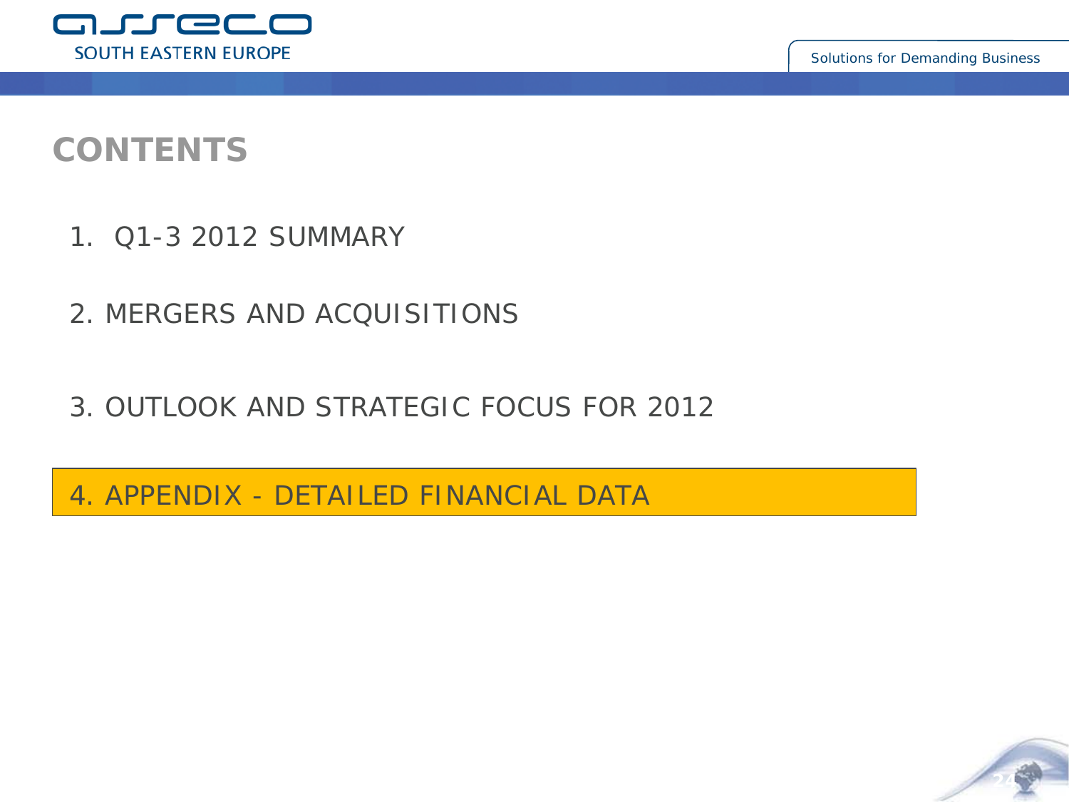# CONTENTS

1. Q1-3 2012 SUMMARY

2. MERGERS AND ACQUISITIONS

3. OUTLOOK AND STRATEGIC FOCUS FOR 2012

4. APPENDIX - DETAILED FINANCIAL DATA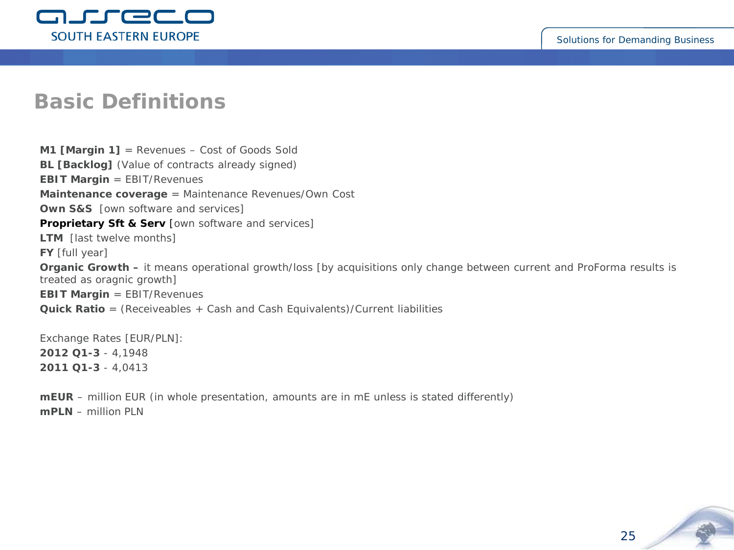# Basic Definitions

**M1 [Margin 1]** = Revenues – Cost of Goods Sold
**BL [Backlog]** (Value of contracts already signed)
**EBIT Margin** = EBIT/Revenues
**Maintenance coverage** = Maintenance Revenues/Own Cost
**Own S&S** [own software and services]
**Proprietary Sft & Serv** [own software and services]
**LTM** [last twelve months]
**FY** [full year]
**Organic Growth –** it means operational growth/loss [by acquisitions only change between current and ProForma results is treated as oragnic growth]
**EBIT Margin** = EBIT/Revenues
**Quick Ratio** = (Receiveables + Cash and Cash Equivalents)/Current liabilities

Exchange Rates [EUR/PLN]:
**2012 Q1-3** - 4,1948
**2011 Q1-3** - 4,0413

**mEUR** – million EUR (in whole presentation, amounts are in mE unless is stated differently)
**mPLN** – million PLN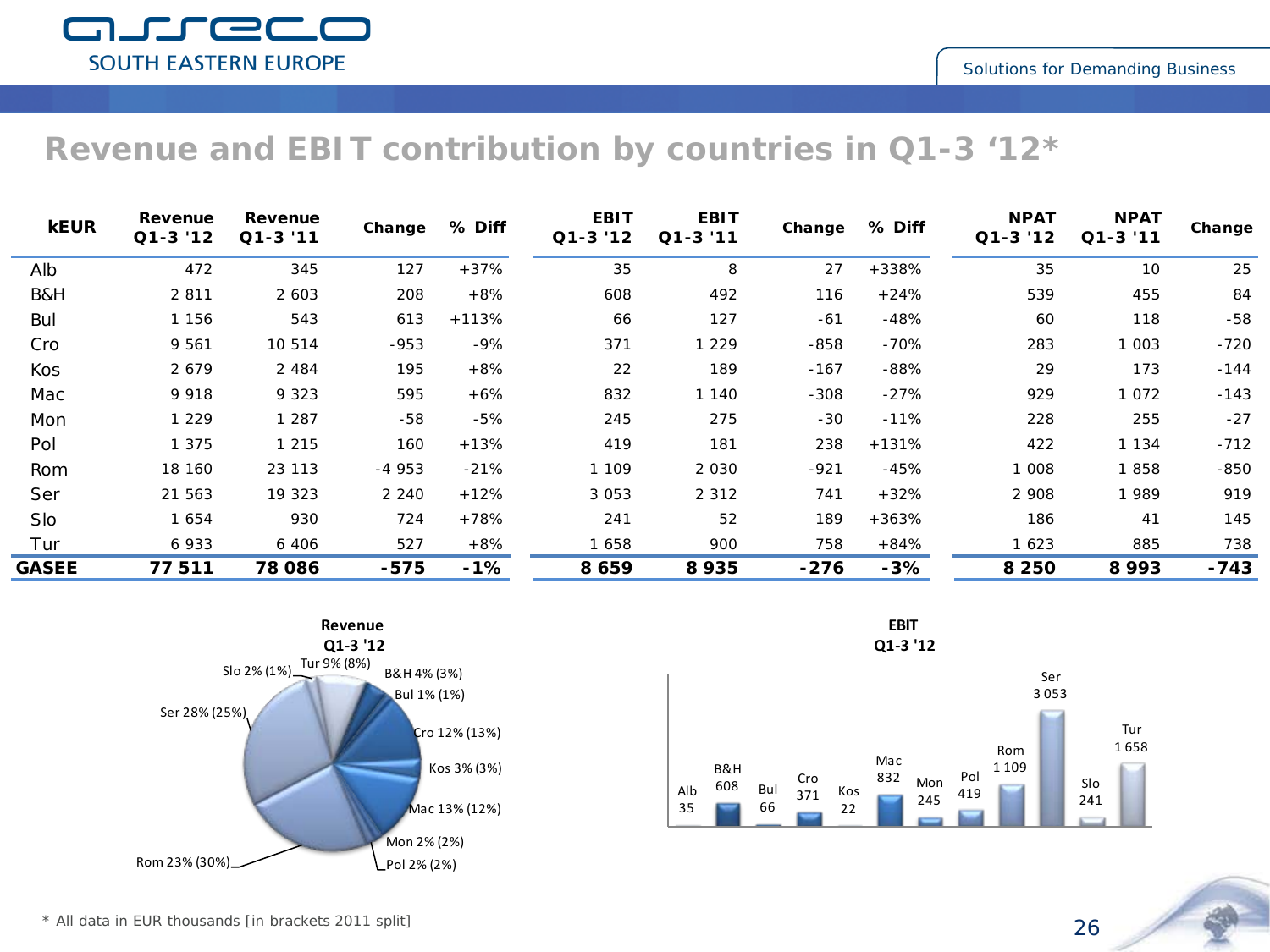# Revenue and EBIT contribution by countries in Q1-3 '12*

| kEUR | Revenue Q1-3 '12 | Revenue Q1-3 '11 | Change | % Diff | EBIT Q1-3 '12 | EBIT Q1-3 '11 | Change | % Diff | NPAT Q1-3 '12 | NPAT Q1-3 '11 | Change |
|---|---|---|---|---|---|---|---|---|---|---|---|
| Alb | 472 | 345 | 127 | +37% | 35 | 8 | 27 | +338% | 35 | 10 | 25 |
| B&H | 2 811 | 2 603 | 208 | +8% | 608 | 492 | 116 | +24% | 539 | 455 | 84 |
| Bul | 1 156 | 543 | 613 | +113% | 66 | 127 | -61 | -48% | 60 | 118 | -58 |
| Cro | 9 561 | 10 514 | -953 | -9% | 371 | 1 229 | -858 | -70% | 283 | 1 003 | -720 |
| Kos | 2 679 | 2 484 | 195 | +8% | 22 | 189 | -167 | -88% | 29 | 173 | -144 |
| Mac | 9 918 | 9 323 | 595 | +6% | 832 | 1 140 | -308 | -27% | 929 | 1 072 | -143 |
| Mon | 1 229 | 1 287 | -58 | -5% | 245 | 275 | -30 | -11% | 228 | 255 | -27 |
| Pol | 1 375 | 1 215 | 160 | +13% | 419 | 181 | 238 | +131% | 422 | 1 134 | -712 |
| Rom | 18 160 | 23 113 | -4 953 | -21% | 1 109 | 2 030 | -921 | -45% | 1 008 | 1 858 | -850 |
| Ser | 21 563 | 19 323 | 2 240 | +12% | 3 053 | 2 312 | 741 | +32% | 2 908 | 1 989 | 919 |
| Slo | 1 654 | 930 | 724 | +78% | 241 | 52 | 189 | +363% | 186 | 41 | 145 |
| Tur | 6 933 | 6 406 | 527 | +8% | 1 658 | 900 | 758 | +84% | 1 623 | 885 | 738 |
| **GASEE** | **77 511** | **78 086** | **-575** | **-1%** | **8 659** | **8 935** | **-276** | **-3%** | **8 250** | **8 993** | **-743** |

**Revenue Q1-3 '12**

Tur 9% (8%), B&H 4% (3%), Bul 1% (1%), Cro 12% (13%), Kos 3% (3%), Mac 13% (12%), Mon 2% (2%), Pol 2% (2%), Rom 23% (30%), Ser 28% (25%), Slo 2% (1%)

**EBIT Q1-3 '12**

Alb 35, B&H 608, Bul 66, Cro 371, Kos 22, Mac 832, Mon 245, Pol 419, Rom 1 109, Ser 3 053, Slo 241, Tur 1 658

\* All data in EUR thousands [in brackets 2011 split]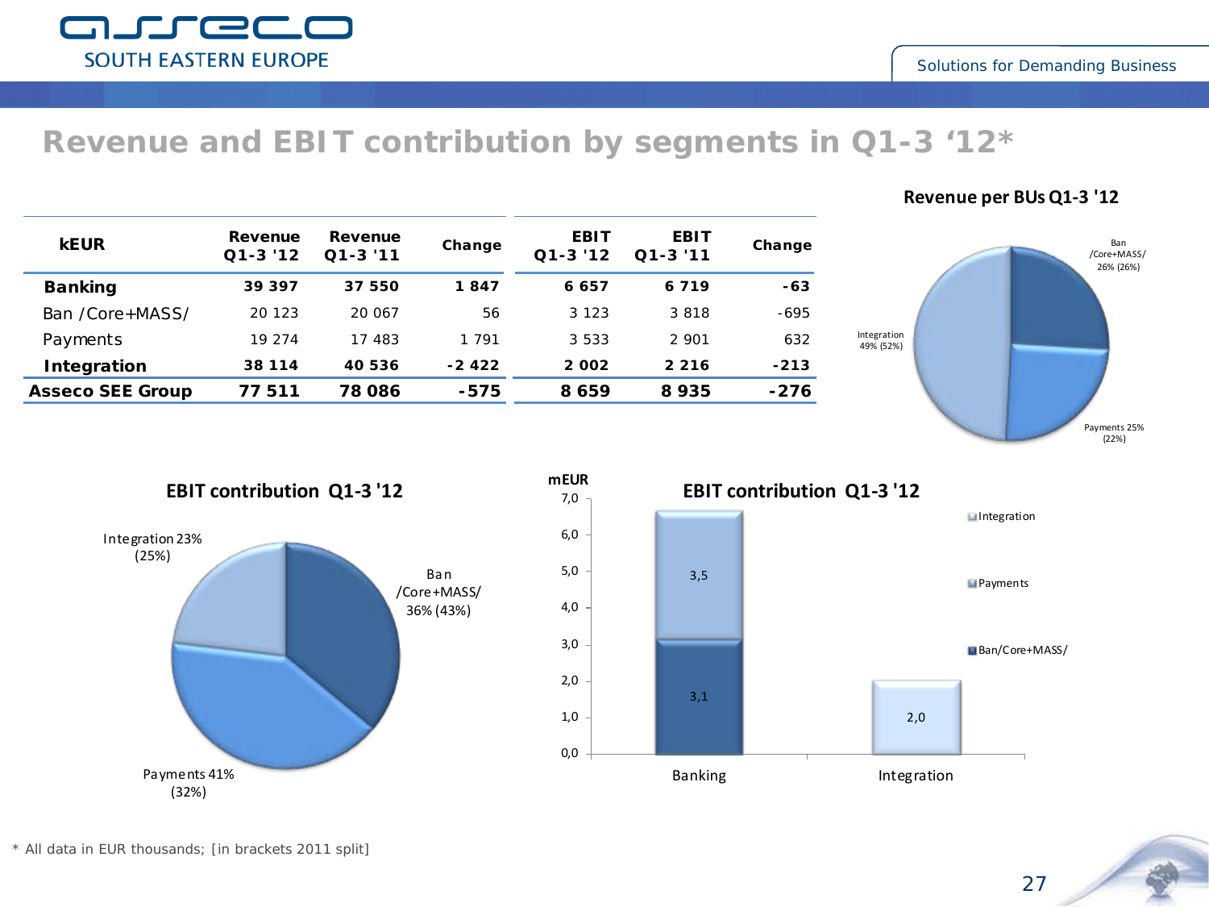# Revenue and EBIT contribution by segments in Q1-3 '12*

| kEUR | Revenue Q1-3 '12 | Revenue Q1-3 '11 | Change | EBIT Q1-3 '12 | EBIT Q1-3 '11 | Change |
|---|---|---|---|---|---|---|
| **Banking** | **39 397** | **37 550** | **1 847** | **6 657** | **6 719** | **-63** |
| Ban /Core+MASS/ | 20 123 | 20 067 | 56 | 3 123 | 3 818 | -695 |
| Payments | 19 274 | 17 483 | 1 791 | 3 533 | 2 901 | 632 |
| **Integration** | **38 114** | **40 536** | **-2 422** | **2 002** | **2 216** | **-213** |
| **Asseco SEE Group** | **77 511** | **78 086** | **-575** | **8 659** | **8 935** | **-276** |

**Revenue per BUs Q1-3 '12**

- Ban /Core+MASS/ 26% (26%)
- Payments 25% (22%)
- Integration 49% (52%)

**EBIT contribution Q1-3 '12**

- Ban /Core+MASS/ 36% (43%)
- Payments 41% (32%)
- Integration 23% (25%)

**EBIT contribution Q1-3 '12** (mEUR)

| | Ban/Core+MASS/ | Payments | Integration |
|---|---|---|---|
| Banking | 3,1 | 3,5 | |
| Integration | | | 2,0 |

\* All data in EUR thousands; [in brackets 2011 split]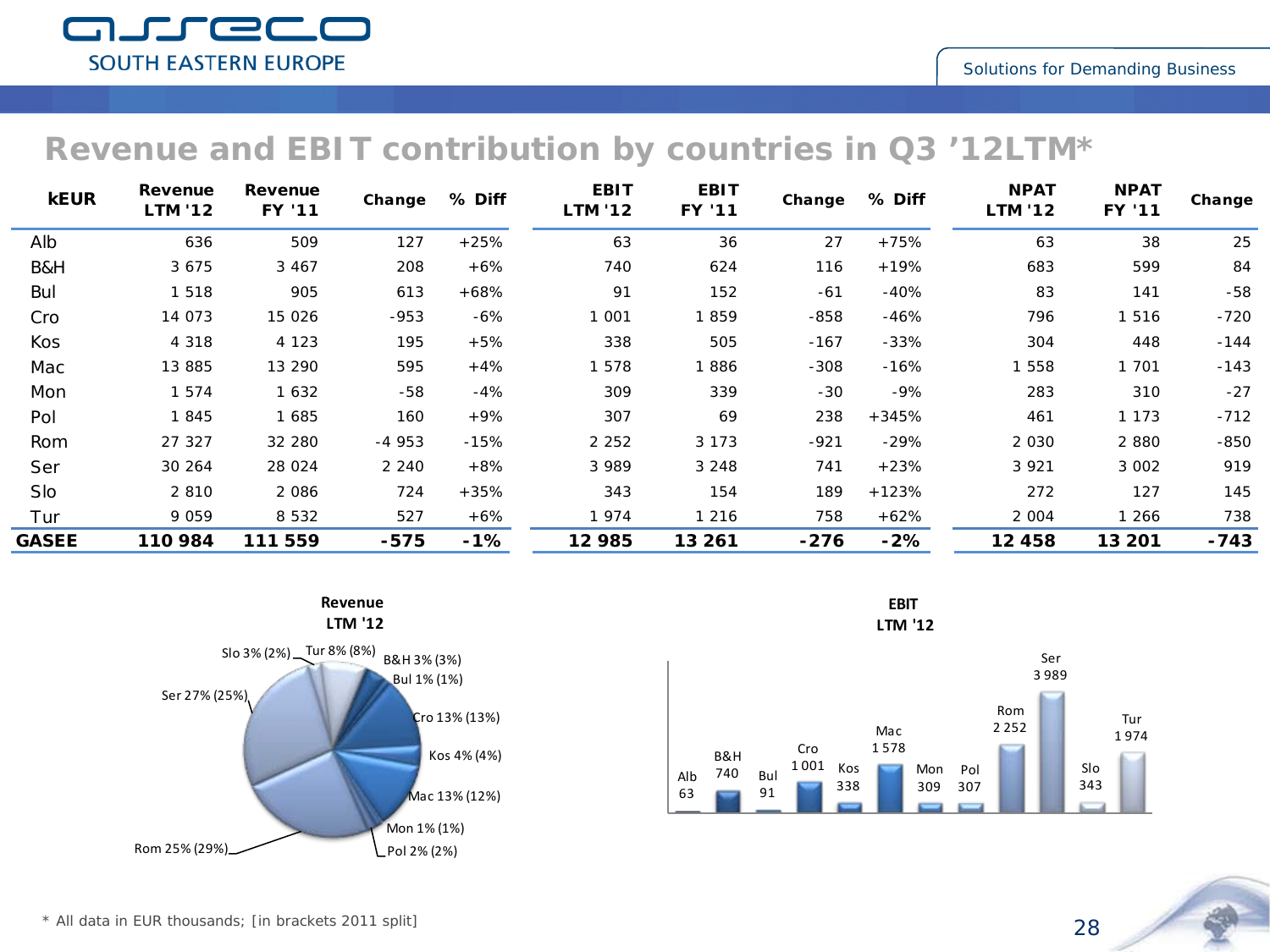# Revenue and EBIT contribution by countries in Q3 '12LTM*

| kEUR | Revenue LTM '12 | Revenue FY '11 | Change | % Diff | EBIT LTM '12 | EBIT FY '11 | Change | % Diff | NPAT LTM '12 | NPAT FY '11 | Change |
|---|---|---|---|---|---|---|---|---|---|---|---|
| Alb | 636 | 509 | 127 | +25% | 63 | 36 | 27 | +75% | 63 | 38 | 25 |
| B&H | 3 675 | 3 467 | 208 | +6% | 740 | 624 | 116 | +19% | 683 | 599 | 84 |
| Bul | 1 518 | 905 | 613 | +68% | 91 | 152 | -61 | -40% | 83 | 141 | -58 |
| Cro | 14 073 | 15 026 | -953 | -6% | 1 001 | 1 859 | -858 | -46% | 796 | 1 516 | -720 |
| Kos | 4 318 | 4 123 | 195 | +5% | 338 | 505 | -167 | -33% | 304 | 448 | -144 |
| Mac | 13 885 | 13 290 | 595 | +4% | 1 578 | 1 886 | -308 | -16% | 1 558 | 1 701 | -143 |
| Mon | 1 574 | 1 632 | -58 | -4% | 309 | 339 | -30 | -9% | 283 | 310 | -27 |
| Pol | 1 845 | 1 685 | 160 | +9% | 307 | 69 | 238 | +345% | 461 | 1 173 | -712 |
| Rom | 27 327 | 32 280 | -4 953 | -15% | 2 252 | 3 173 | -921 | -29% | 2 030 | 2 880 | -850 |
| Ser | 30 264 | 28 024 | 2 240 | +8% | 3 989 | 3 248 | 741 | +23% | 3 921 | 3 002 | 919 |
| Slo | 2 810 | 2 086 | 724 | +35% | 343 | 154 | 189 | +123% | 272 | 127 | 145 |
| Tur | 9 059 | 8 532 | 527 | +6% | 1 974 | 1 216 | 758 | +62% | 2 004 | 1 266 | 738 |
| **GASEE** | **110 984** | **111 559** | **-575** | **-1%** | **12 985** | **13 261** | **-276** | **-2%** | **12 458** | **13 201** | **-743** |

**Revenue LTM '12**

| Country | LTM '12 (2011) |
|---|---|
| Alb | – |
| B&H | 3% (3%) |
| Bul | 1% (1%) |
| Cro | 13% (13%) |
| Kos | 4% (4%) |
| Mac | 13% (12%) |
| Mon | 1% (1%) |
| Pol | 2% (2%) |
| Rom | 25% (29%) |
| Ser | 27% (25%) |
| Slo | 3% (2%) |
| Tur | 8% (8%) |

**EBIT LTM '12**

| Country | EBIT |
|---|---|
| Alb | 63 |
| B&H | 740 |
| Bul | 91 |
| Cro | 1 001 |
| Kos | 338 |
| Mac | 1 578 |
| Mon | 309 |
| Pol | 307 |
| Rom | 2 252 |
| Ser | 3 989 |
| Slo | 343 |
| Tur | 1 974 |

\* All data in EUR thousands; [in brackets 2011 split]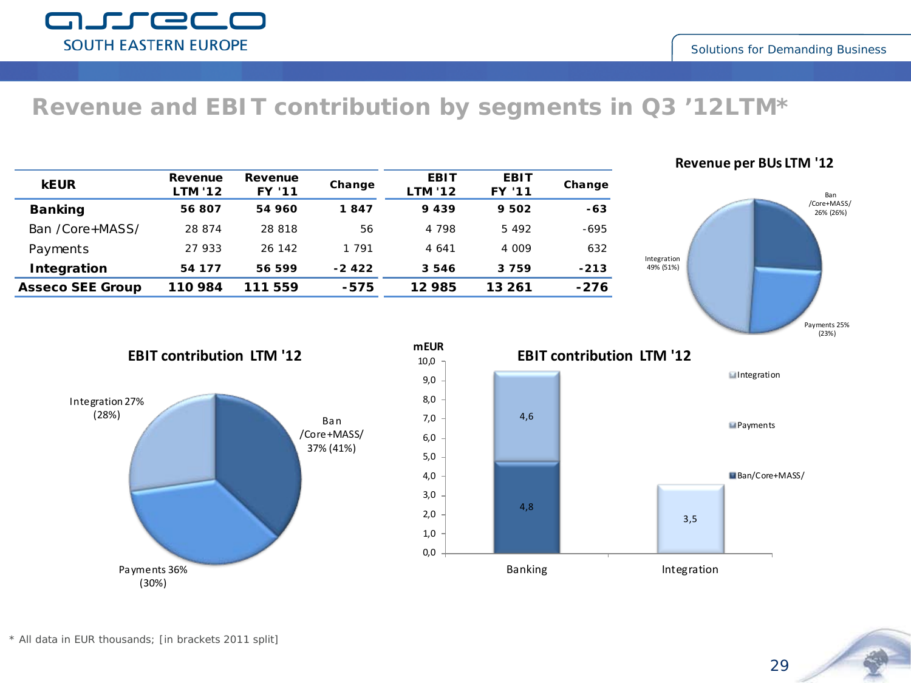# Revenue and EBIT contribution by segments in Q3 '12LTM*

| kEUR | Revenue LTM '12 | Revenue FY '11 | Change | EBIT LTM '12 | EBIT FY '11 | Change |
|---|---|---|---|---|---|---|
| **Banking** | **56 807** | **54 960** | **1 847** | **9 439** | **9 502** | **-63** |
| Ban /Core+MASS/ | 28 874 | 28 818 | 56 | 4 798 | 5 492 | -695 |
| Payments | 27 933 | 26 142 | 1 791 | 4 641 | 4 009 | 632 |
| **Integration** | **54 177** | **56 599** | **-2 422** | **3 546** | **3 759** | **-213** |
| **Asseco SEE Group** | **110 984** | **111 559** | **-575** | **12 985** | **13 261** | **-276** |

**Revenue per BUs LTM '12**

- Ban /Core+MASS/ 26% (26%)
- Payments 25% (23%)
- Integration 49% (51%)

**EBIT contribution LTM '12**

- Ban /Core+MASS/ 37% (41%)
- Payments 36% (30%)
- Integration 27% (28%)

**EBIT contribution LTM '12** (mEUR)

| | Ban/Core+MASS/ | Payments | Integration |
|---|---|---|---|
| Banking | 4,8 | 4,6 | |
| Integration | | | 3,5 |

\* All data in EUR thousands; [in brackets 2011 split]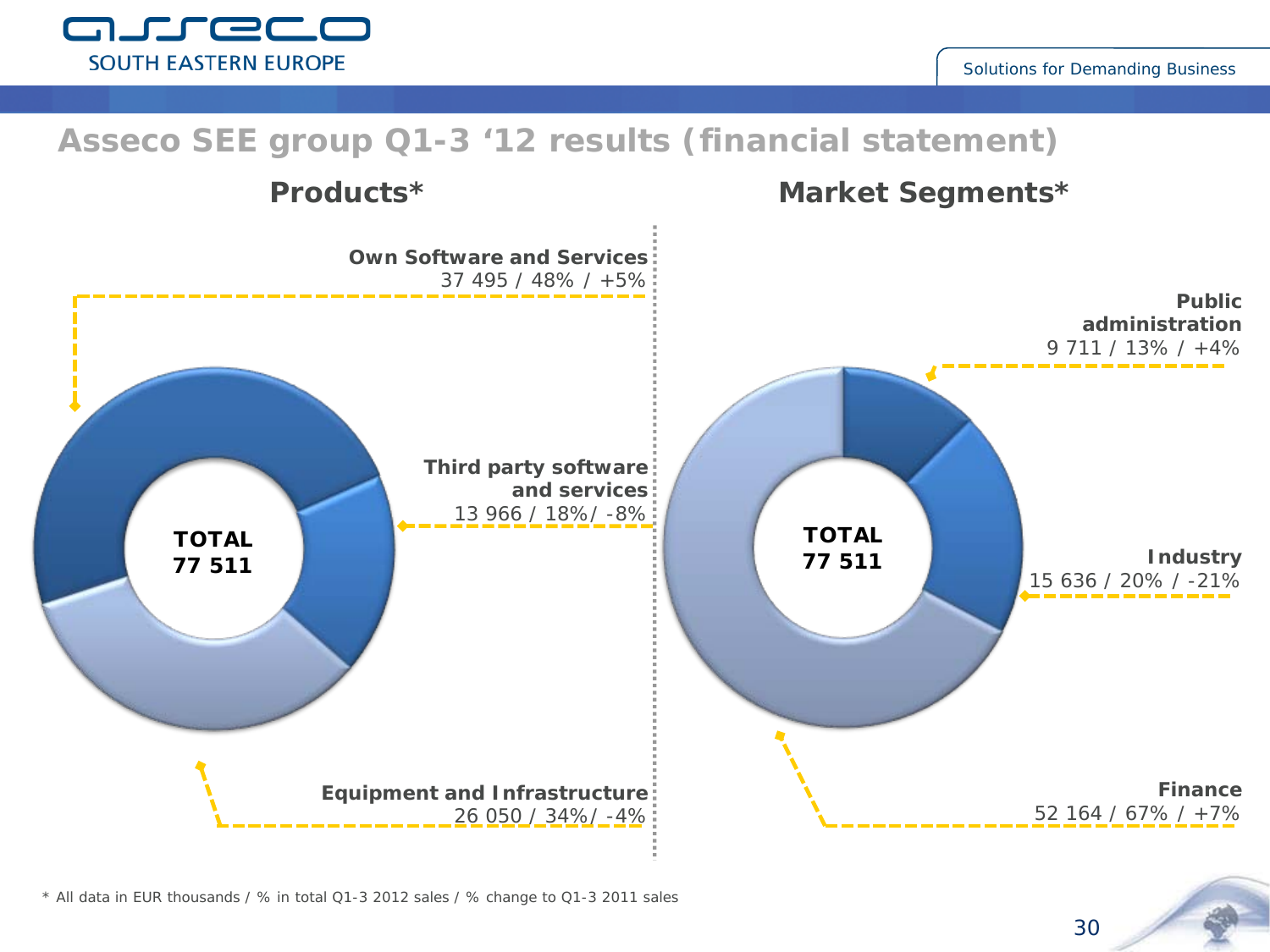# Asseco SEE group Q1-3 '12 results (financial statement)

## Products*

**TOTAL 77 511**

**Own Software and Services**
37 495 / 48% / +5%

**Third party software and services**
13 966 / 18%/ -8%

**Equipment and Infrastructure**
26 050 / 34%/ -4%

## Market Segments*

**TOTAL 77 511**

**Public administration**
9 711 / 13% / +4%

**Industry**
15 636 / 20% / -21%

**Finance**
52 164 / 67% / +7%

\* All data in EUR thousands / % in total Q1-3 2012 sales / % change to Q1-3 2011 sales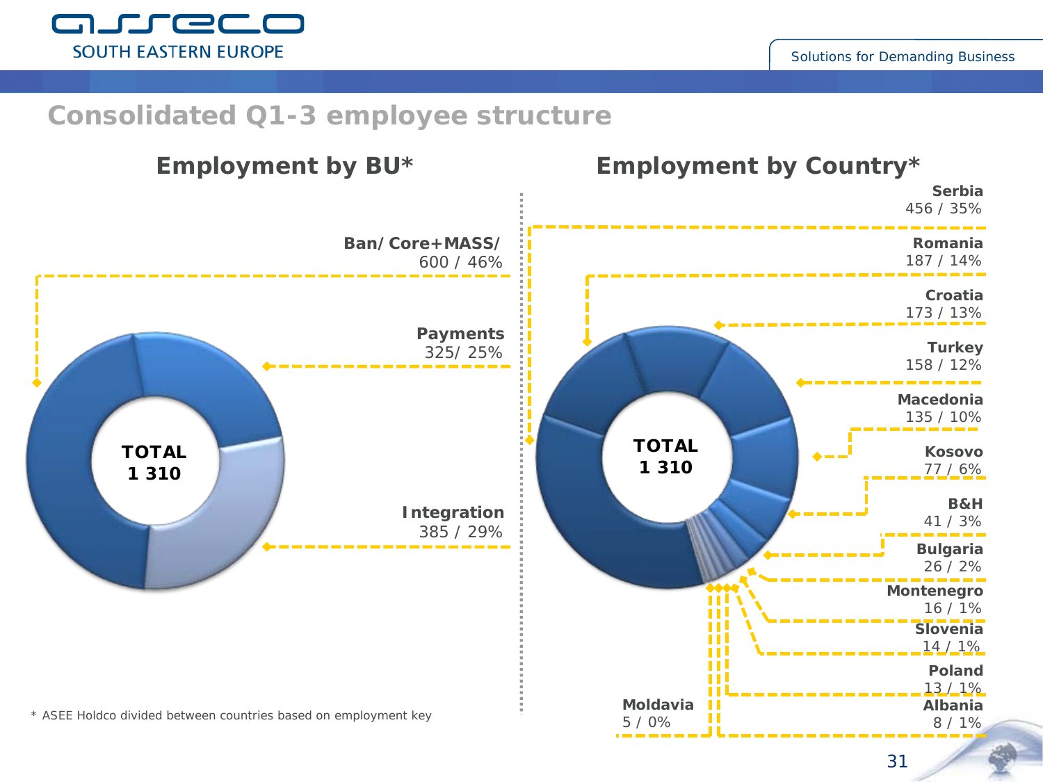# Consolidated Q1-3 employee structure

## Employment by BU*

**TOTAL 1 310**

| BU | Employees / Share |
|---|---|
| **Ban/Core+MASS/** | 600 / 46% |
| **Payments** | 325/ 25% |
| **Integration** | 385 / 29% |

## Employment by Country*

**TOTAL 1 310**

| Country | Employees / Share |
|---|---|
| **Serbia** | 456 / 35% |
| **Romania** | 187 / 14% |
| **Croatia** | 173 / 13% |
| **Turkey** | 158 / 12% |
| **Macedonia** | 135 / 10% |
| **Kosovo** | 77 / 6% |
| **B&H** | 41 / 3% |
| **Bulgaria** | 26 / 2% |
| **Montenegro** | 16 / 1% |
| **Slovenia** | 14 / 1% |
| **Poland** | 13 / 1% |
| **Albania** | 8 / 1% |
| **Moldavia** | 5 / 0% |

\* ASEE Holdco divided between countries based on employment key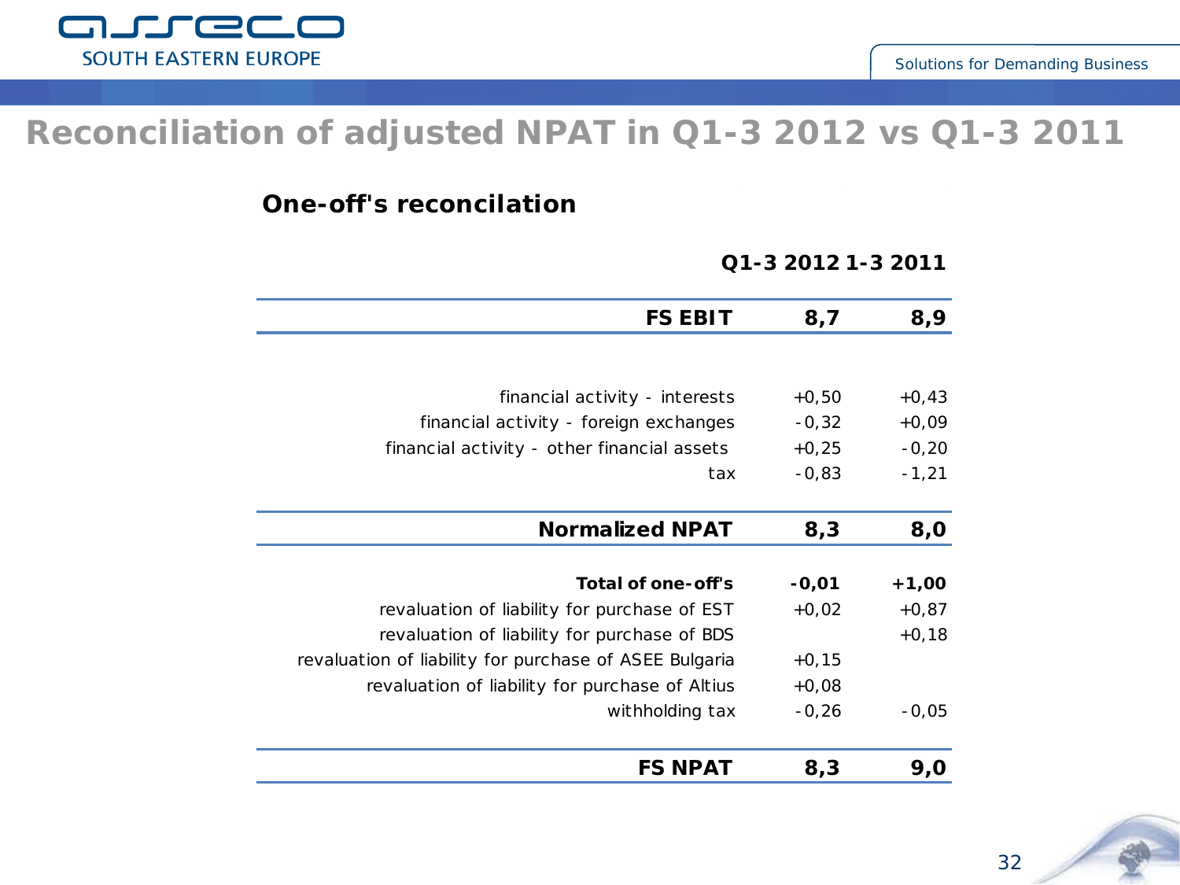# Reconciliation of adjusted NPAT in Q1-3 2012 vs Q1-3 2011

## One-off's reconcilation

| | Q1-3 2012 | 1-3 2011 |
|---|---|---|
| **FS EBIT** | **8,7** | **8,9** |
| financial activity - interests | +0,50 | +0,43 |
| financial activity - foreign exchanges | -0,32 | +0,09 |
| financial activity - other financial assets | +0,25 | -0,20 |
| tax | -0,83 | -1,21 |
| **Normalized NPAT** | **8,3** | **8,0** |
| **Total of one-off's** | **-0,01** | **+1,00** |
| revaluation of liability for purchase of EST | +0,02 | +0,87 |
| revaluation of liability for purchase of BDS | | +0,18 |
| revaluation of liability for purchase of ASEE Bulgaria | +0,15 | |
| revaluation of liability for purchase of Altius | +0,08 | |
| withholding tax | -0,26 | -0,05 |
| **FS NPAT** | **8,3** | **9,0** |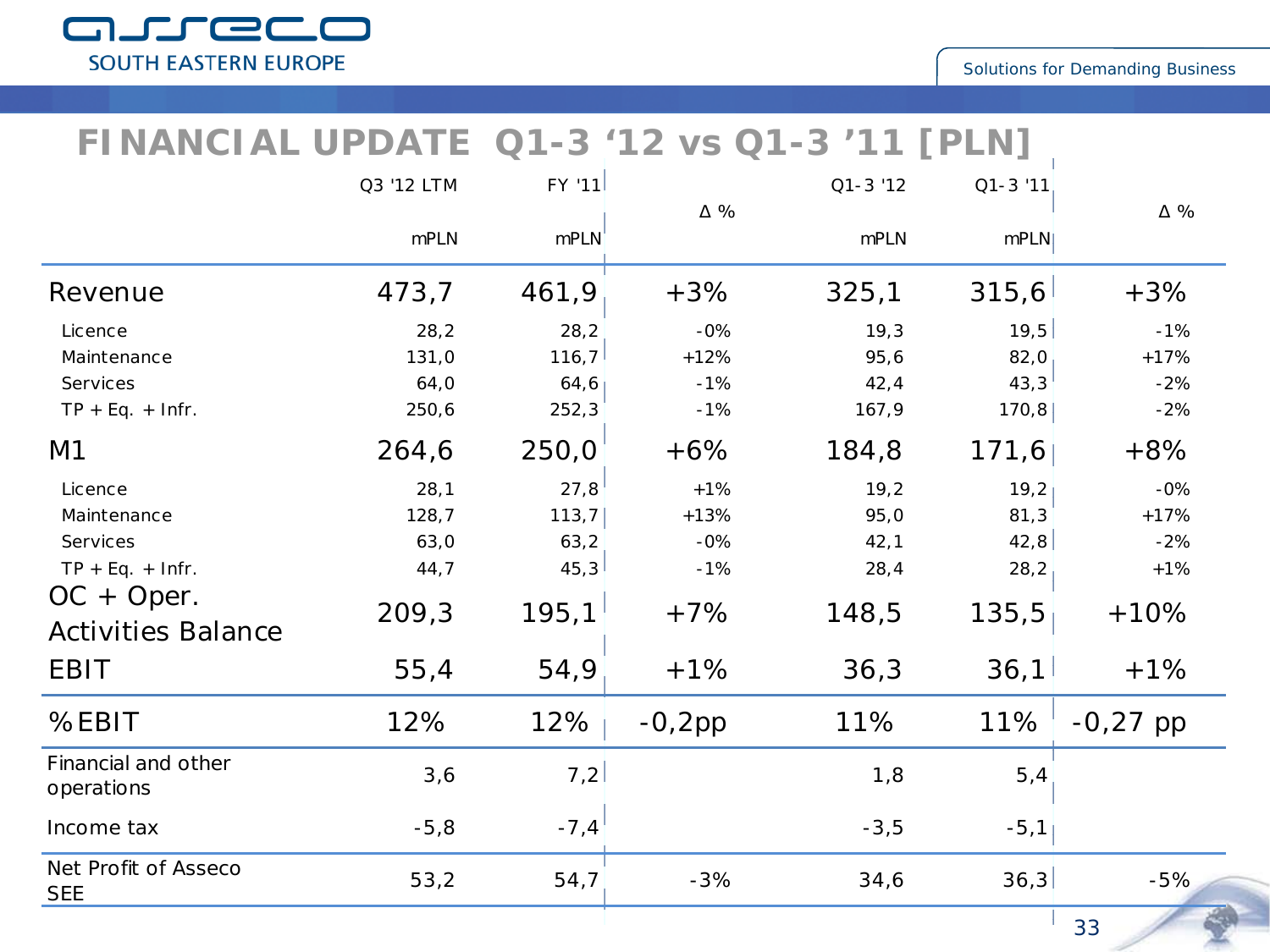# FINANCIAL UPDATE Q1-3 '12 vs Q1-3 '11 [PLN]

| | Q3 '12 LTM mPLN | FY '11 mPLN | Δ % | Q1-3 '12 mPLN | Q1-3 '11 mPLN | Δ % |
|---|---|---|---|---|---|---|
| Revenue | 473,7 | 461,9 | +3% | 325,1 | 315,6 | +3% |
| Licence | 28,2 | 28,2 | -0% | 19,3 | 19,5 | -1% |
| Maintenance | 131,0 | 116,7 | +12% | 95,6 | 82,0 | +17% |
| Services | 64,0 | 64,6 | -1% | 42,4 | 43,3 | -2% |
| TP + Eq. + Infr. | 250,6 | 252,3 | -1% | 167,9 | 170,8 | -2% |
| M1 | 264,6 | 250,0 | +6% | 184,8 | 171,6 | +8% |
| Licence | 28,1 | 27,8 | +1% | 19,2 | 19,2 | -0% |
| Maintenance | 128,7 | 113,7 | +13% | 95,0 | 81,3 | +17% |
| Services | 63,0 | 63,2 | -0% | 42,1 | 42,8 | -2% |
| TP + Eq. + Infr. | 44,7 | 45,3 | -1% | 28,4 | 28,2 | +1% |
| OC + Oper. Activities Balance | 209,3 | 195,1 | +7% | 148,5 | 135,5 | +10% |
| EBIT | 55,4 | 54,9 | +1% | 36,3 | 36,1 | +1% |
| %EBIT | 12% | 12% | -0,2pp | 11% | 11% | -0,27 pp |
| Financial and other operations | 3,6 | 7,2 | | 1,8 | 5,4 | |
| Income tax | -5,8 | -7,4 | | -3,5 | -5,1 | |
| Net Profit of Asseco SEE | 53,2 | 54,7 | -3% | 34,6 | 36,3 | -5% |